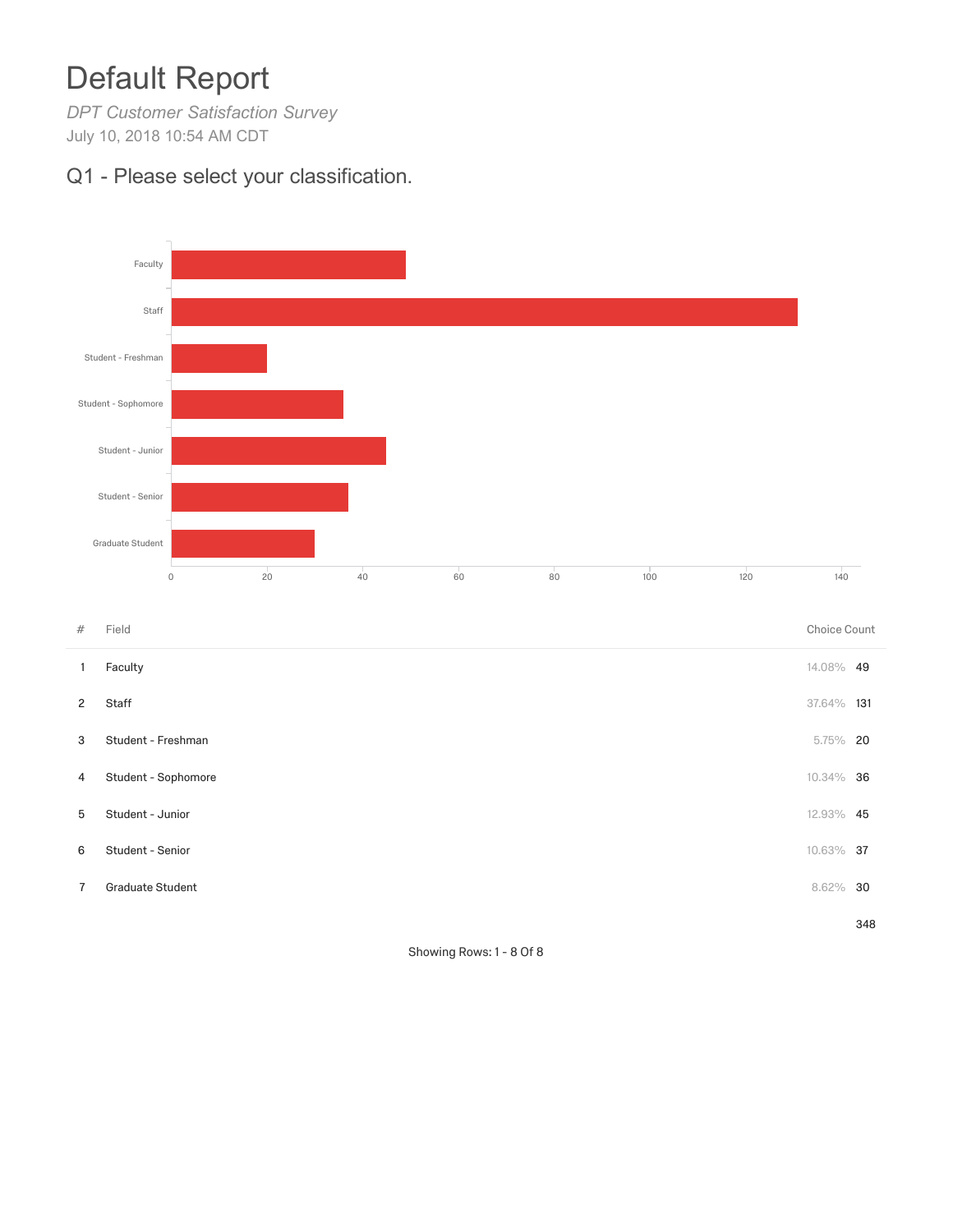# Default Report

*DPT Customer Satisfaction Survey*

July 10, 2018 10:54 AM CDT

## Q1 - Please select your classification.

Faculty
Staff
Student - Freshman
Student - Sophomore
Student - Junior
Student - Senior
Graduate Student

0
20
40
60
80
100
120
140

| # | Field | Choice Count | |
|---|---|---|---|
| 1 | Faculty | 14.08% | 49 |
| 2 | Staff | 37.64% | 131 |
| 3 | Student - Freshman | 5.75% | 20 |
| 4 | Student - Sophomore | 10.34% | 36 |
| 5 | Student - Junior | 12.93% | 45 |
| 6 | Student - Senior | 10.63% | 37 |
| 7 | Graduate Student | 8.62% | 30 |
| | | | 348 |

Showing Rows: 1 - 8 Of 8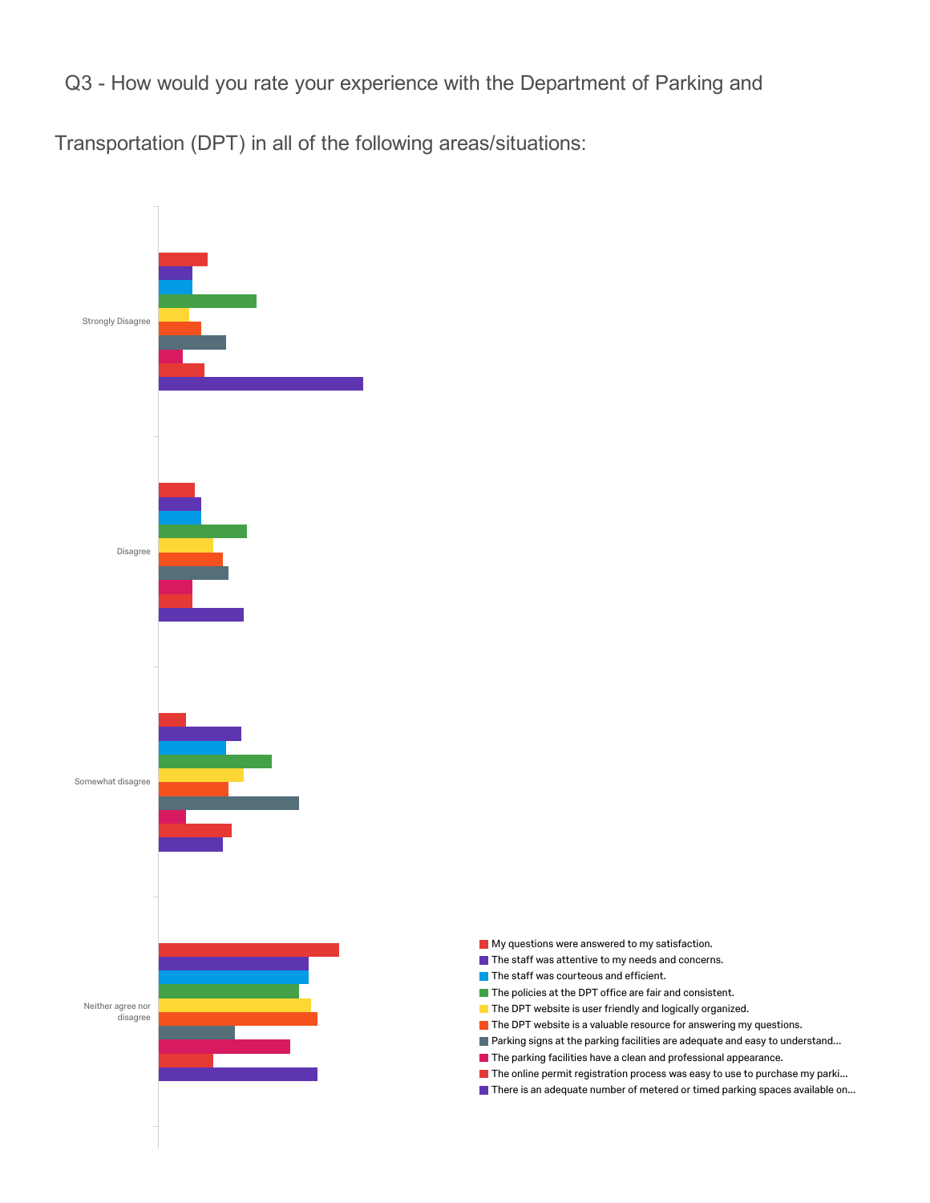Q3 - How would you rate your experience with the Department of Parking and Transportation (DPT) in all of the following areas/situations:

Strongly Disagree

Disagree

Somewhat disagree

Neither agree nor disagree

My questions were answered to my satisfaction.

The staff was attentive to my needs and concerns.

The staff was courteous and efficient.

The policies at the DPT office are fair and consistent.

The DPT website is user friendly and logically organized.

The DPT website is a valuable resource for answering my questions.

Parking signs at the parking facilities are adequate and easy to understand...

The parking facilities have a clean and professional appearance.

The online permit registration process was easy to use to purchase my parki...

There is an adequate number of metered or timed parking spaces available on...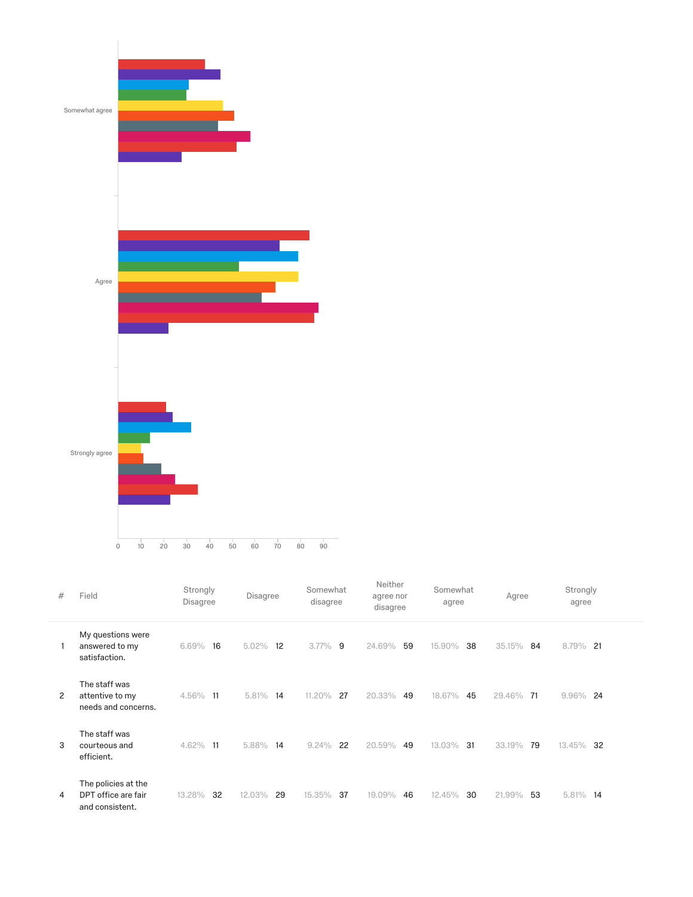Somewhat agree

Agree

Strongly agree

0 10 20 30 40 50 60 70 80 90

| # | Field | Strongly Disagree | | Disagree | | Somewhat disagree | | Neither agree nor disagree | | Somewhat agree | | Agree | | Strongly agree | |
|---|---|---|---|---|---|---|---|---|---|---|---|---|---|---|---|
| 1 | My questions were answered to my satisfaction. | 6.69% | 16 | 5.02% | 12 | 3.77% | 9 | 24.69% | 59 | 15.90% | 38 | 35.15% | 84 | 8.79% | 21 |
| 2 | The staff was attentive to my needs and concerns. | 4.56% | 11 | 5.81% | 14 | 11.20% | 27 | 20.33% | 49 | 18.67% | 45 | 29.46% | 71 | 9.96% | 24 |
| 3 | The staff was courteous and efficient. | 4.62% | 11 | 5.88% | 14 | 9.24% | 22 | 20.59% | 49 | 13.03% | 31 | 33.19% | 79 | 13.45% | 32 |
| 4 | The policies at the DPT office are fair and consistent. | 13.28% | 32 | 12.03% | 29 | 15.35% | 37 | 19.09% | 46 | 12.45% | 30 | 21.99% | 53 | 5.81% | 14 |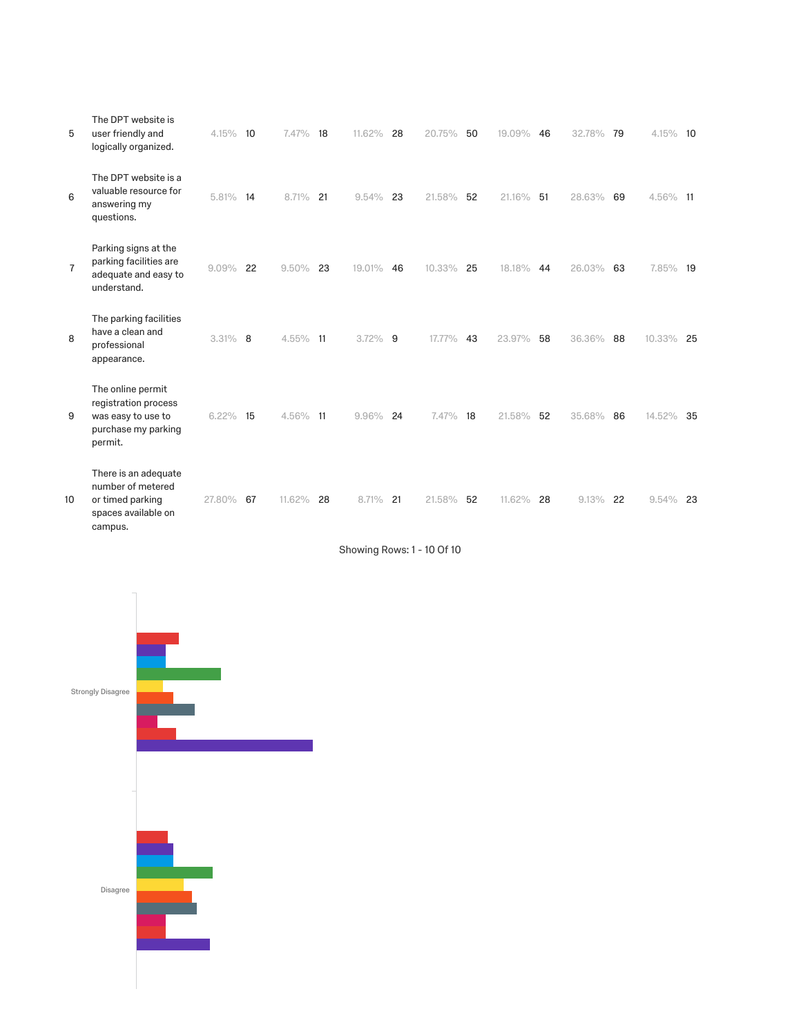| # | Question | | | | | | | | | | | | | | |
|---|---|---|---|---|---|---|---|---|---|---|---|---|---|---|---|
| 5 | The DPT website is user friendly and logically organized. | 4.15% | 10 | 7.47% | 18 | 11.62% | 28 | 20.75% | 50 | 19.09% | 46 | 32.78% | 79 | 4.15% | 10 |
| 6 | The DPT website is a valuable resource for answering my questions. | 5.81% | 14 | 8.71% | 21 | 9.54% | 23 | 21.58% | 52 | 21.16% | 51 | 28.63% | 69 | 4.56% | 11 |
| 7 | Parking signs at the parking facilities are adequate and easy to understand. | 9.09% | 22 | 9.50% | 23 | 19.01% | 46 | 10.33% | 25 | 18.18% | 44 | 26.03% | 63 | 7.85% | 19 |
| 8 | The parking facilities have a clean and professional appearance. | 3.31% | 8 | 4.55% | 11 | 3.72% | 9 | 17.77% | 43 | 23.97% | 58 | 36.36% | 88 | 10.33% | 25 |
| 9 | The online permit registration process was easy to use to purchase my parking permit. | 6.22% | 15 | 4.56% | 11 | 9.96% | 24 | 7.47% | 18 | 21.58% | 52 | 35.68% | 86 | 14.52% | 35 |
| 10 | There is an adequate number of metered or timed parking spaces available on campus. | 27.80% | 67 | 11.62% | 28 | 8.71% | 21 | 21.58% | 52 | 11.62% | 28 | 9.13% | 22 | 9.54% | 23 |

Showing Rows: 1 - 10 Of 10

Strongly Disagree

Disagree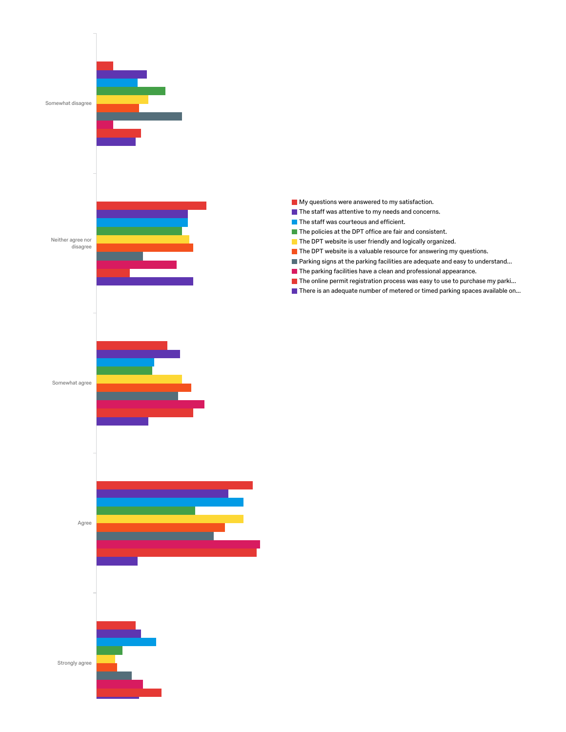Somewhat disagree

Neither agree nor disagree

Somewhat agree

Agree

Strongly agree

My questions were answered to my satisfaction.

The staff was attentive to my needs and concerns.

The staff was courteous and efficient.

The policies at the DPT office are fair and consistent.

The DPT website is user friendly and logically organized.

The DPT website is a valuable resource for answering my questions.

Parking signs at the parking facilities are adequate and easy to understand...

The parking facilities have a clean and professional appearance.

The online permit registration process was easy to use to purchase my parki...

There is an adequate number of metered or timed parking spaces available on...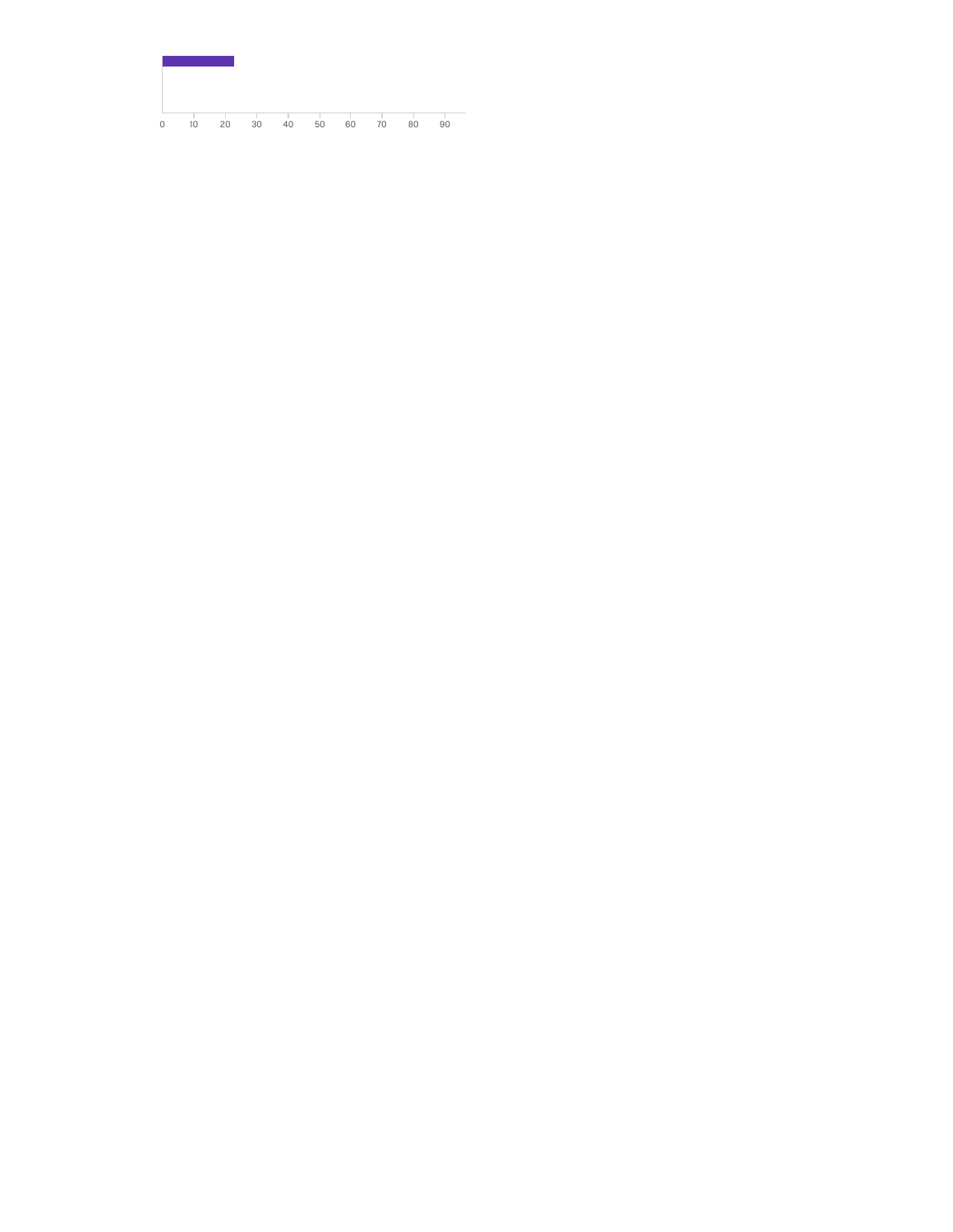0
10
20
30
40
50
60
70
80
90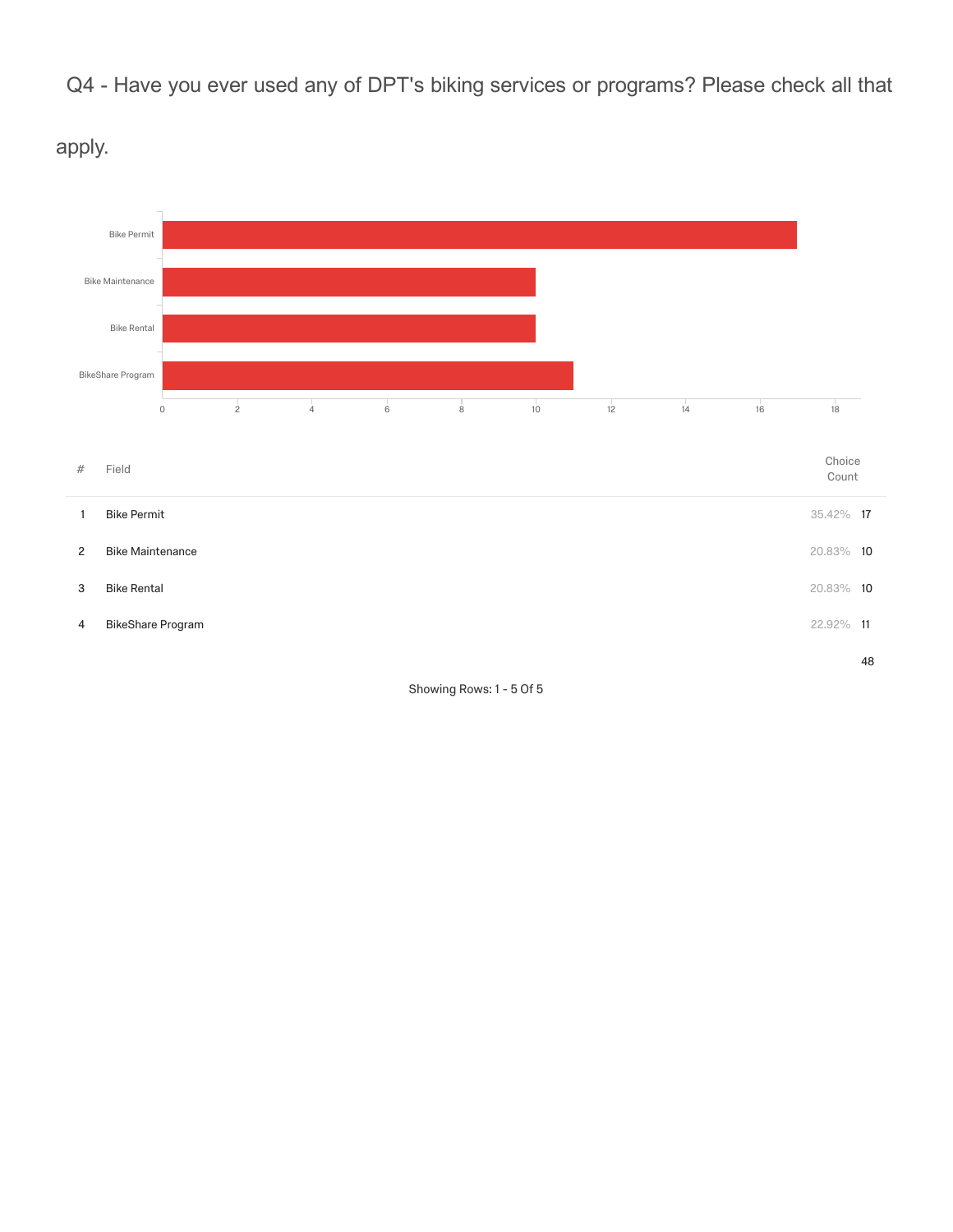## Q4 - Have you ever used any of DPT's biking services or programs? Please check all that apply.

| # | Field | Choice Count | |
|---|---|---|---|
| 1 | Bike Permit | 35.42% | 17 |
| 2 | Bike Maintenance | 20.83% | 10 |
| 3 | Bike Rental | 20.83% | 10 |
| 4 | BikeShare Program | 22.92% | 11 |
| | | | 48 |

Showing Rows: 1 - 5 Of 5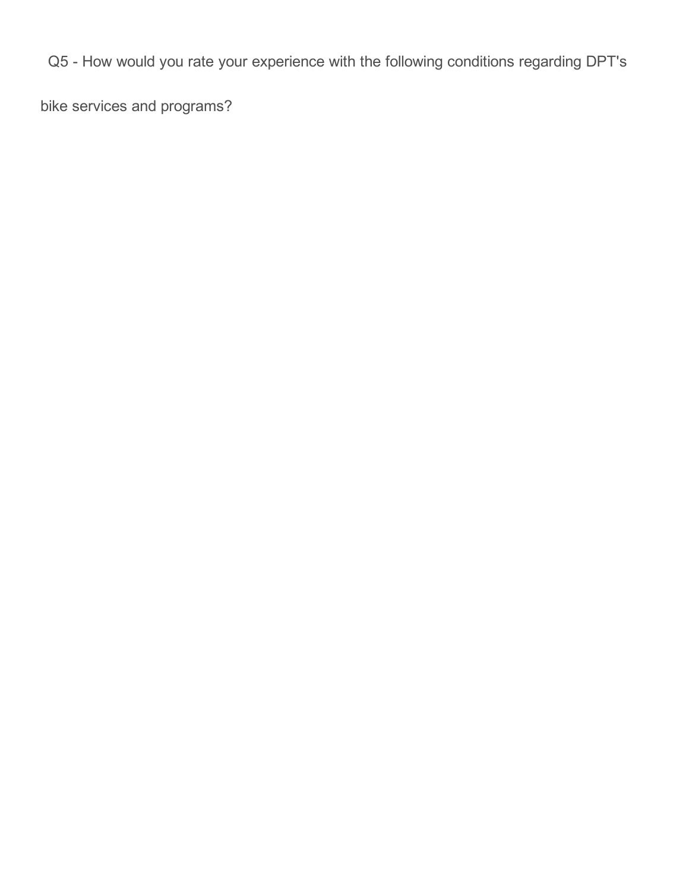Q5 - How would you rate your experience with the following conditions regarding DPT's bike services and programs?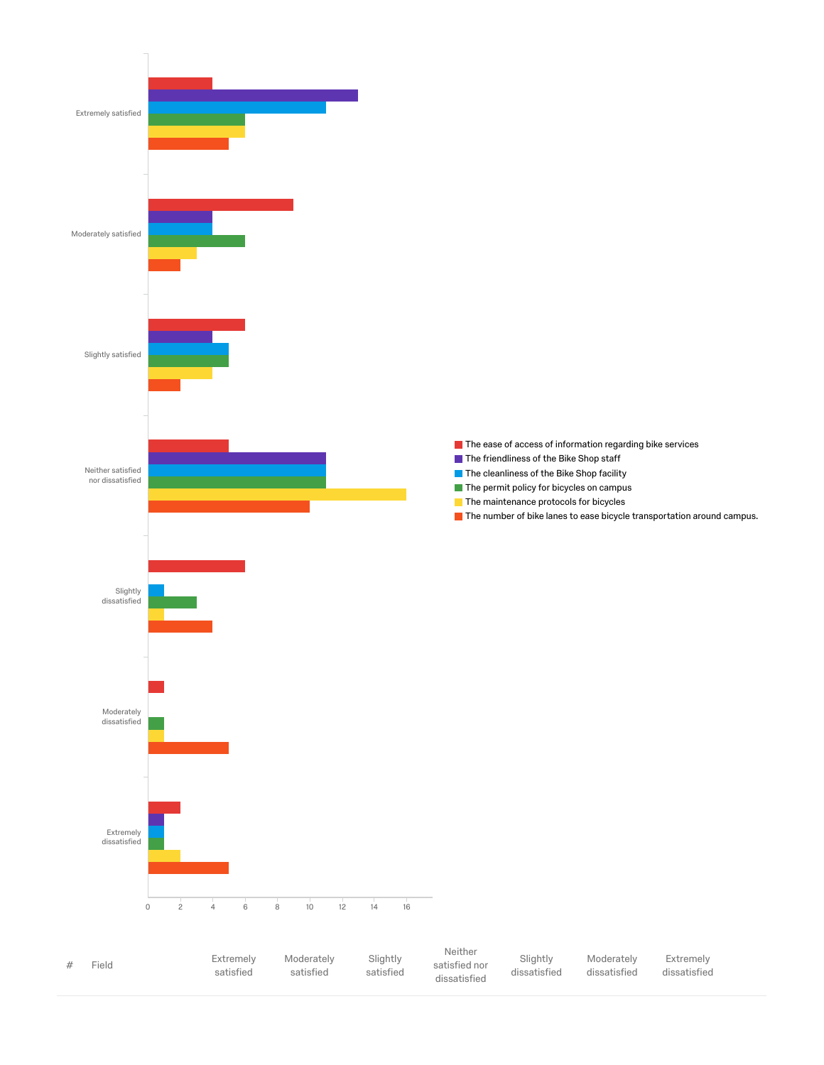Extremely satisfied

Moderately satisfied

Slightly satisfied

Neither satisfied nor dissatisfied

Slightly dissatisfied

Moderately dissatisfied

Extremely dissatisfied

0 2 4 6 8 10 12 14 16

The ease of access of information regarding bike services

The friendliness of the Bike Shop staff

The cleanliness of the Bike Shop facility

The permit policy for bicycles on campus

The maintenance protocols for bicycles

The number of bike lanes to ease bicycle transportation around campus.

| # | Field | Extremely satisfied | Moderately satisfied | Slightly satisfied | Neither satisfied nor dissatisfied | Slightly dissatisfied | Moderately dissatisfied | Extremely dissatisfied |
|---|---|---|---|---|---|---|---|---|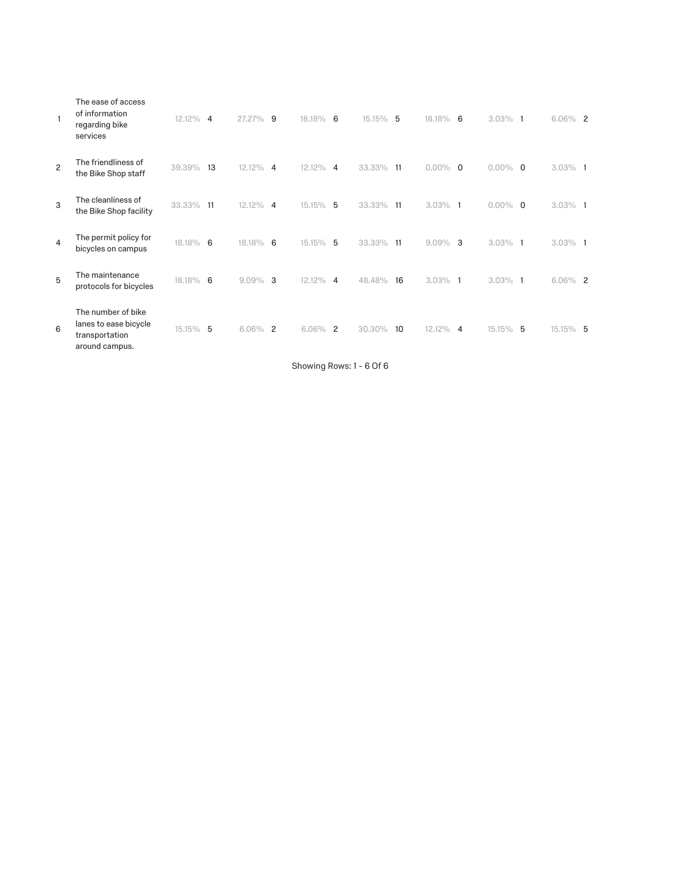| | | | | | | | | | | | | | | | |
|---|---|---|---|---|---|---|---|---|---|---|---|---|---|---|---|
| 1 | The ease of access of information regarding bike services | 12.12% | 4 | 27.27% | 9 | 18.18% | 6 | 15.15% | 5 | 18.18% | 6 | 3.03% | 1 | 6.06% | 2 |
| 2 | The friendliness of the Bike Shop staff | 39.39% | 13 | 12.12% | 4 | 12.12% | 4 | 33.33% | 11 | 0.00% | 0 | 0.00% | 0 | 3.03% | 1 |
| 3 | The cleanliness of the Bike Shop facility | 33.33% | 11 | 12.12% | 4 | 15.15% | 5 | 33.33% | 11 | 3.03% | 1 | 0.00% | 0 | 3.03% | 1 |
| 4 | The permit policy for bicycles on campus | 18.18% | 6 | 18.18% | 6 | 15.15% | 5 | 33.33% | 11 | 9.09% | 3 | 3.03% | 1 | 3.03% | 1 |
| 5 | The maintenance protocols for bicycles | 18.18% | 6 | 9.09% | 3 | 12.12% | 4 | 48.48% | 16 | 3.03% | 1 | 3.03% | 1 | 6.06% | 2 |
| 6 | The number of bike lanes to ease bicycle transportation around campus. | 15.15% | 5 | 6.06% | 2 | 6.06% | 2 | 30.30% | 10 | 12.12% | 4 | 15.15% | 5 | 15.15% | 5 |

Showing Rows: 1 - 6 Of 6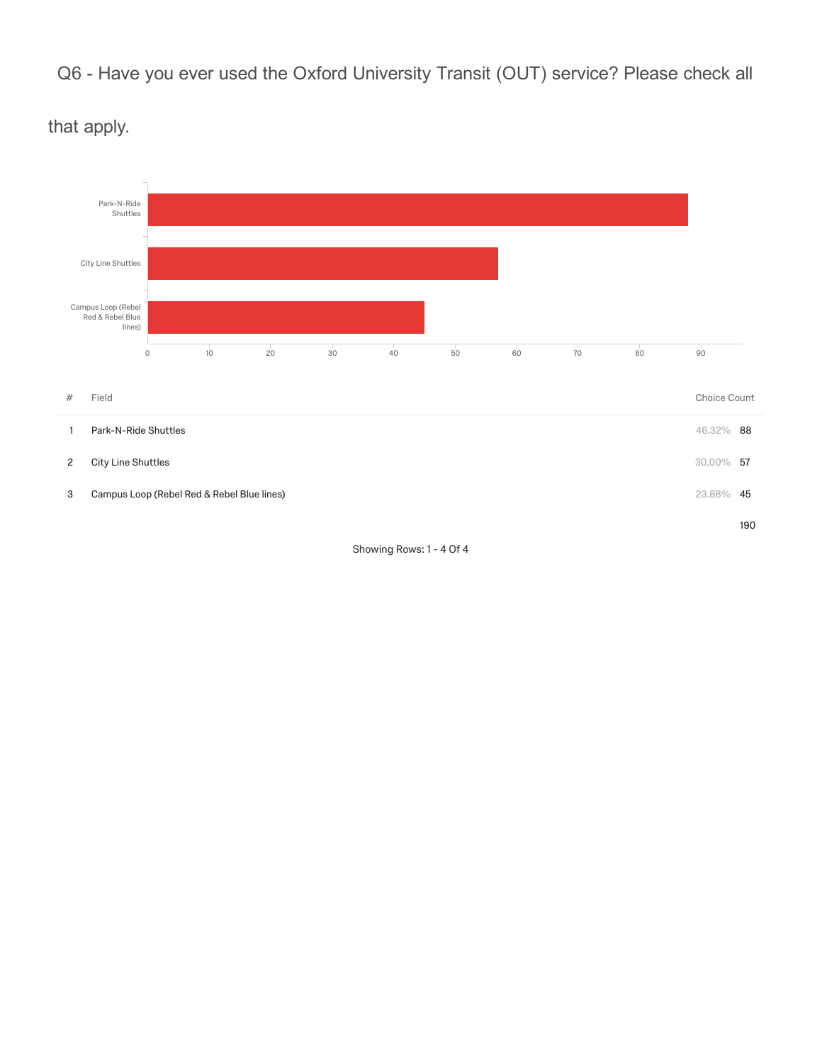## Q6 - Have you ever used the Oxford University Transit (OUT) service? Please check all that apply.

Park-N-Ride Shuttles

City Line Shuttles

Campus Loop (Rebel Red & Rebel Blue lines)

0 10 20 30 40 50 60 70 80 90

| # | Field | Choice Count | |
|---|---|---|---|
| 1 | Park-N-Ride Shuttles | 46.32% | 88 |
| 2 | City Line Shuttles | 30.00% | 57 |
| 3 | Campus Loop (Rebel Red & Rebel Blue lines) | 23.68% | 45 |
| | | | 190 |

Showing Rows: 1 - 4 Of 4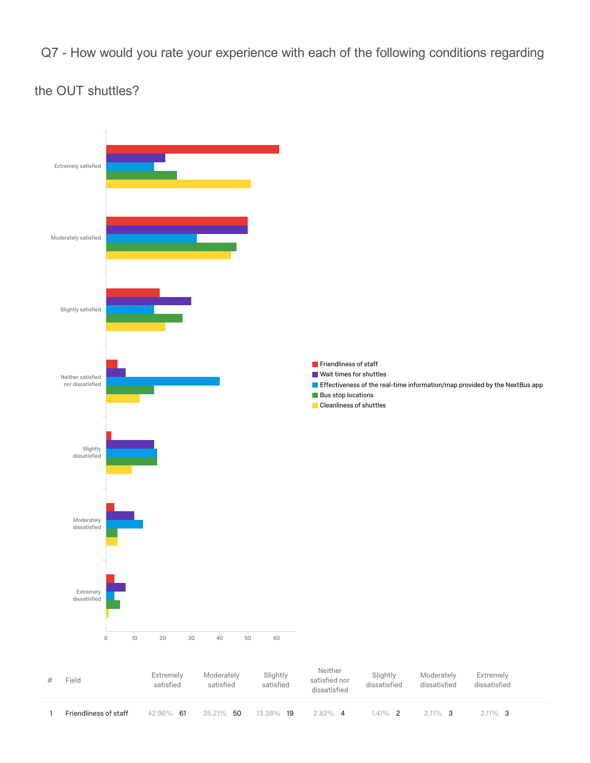Q7 - How would you rate your experience with each of the following conditions regarding the OUT shuttles?

Extremely satisfied
Moderately satisfied
Slightly satisfied
Neither satisfied nor dissatisfied
Slightly dissatisfied
Moderately dissatisfied
Extremely dissatisfied

0 10 20 30 40 50 60

Friendliness of staff
Wait times for shuttles
Effectiveness of the real-time information/map provided by the NextBus app
Bus stop locations
Cleanliness of shuttles

| # | Field | Extremely satisfied | | Moderately satisfied | | Slightly satisfied | | Neither satisfied nor dissatisfied | | Slightly dissatisfied | | Moderately dissatisfied | | Extremely dissatisfied | |
|---|---|---|---|---|---|---|---|---|---|---|---|---|---|---|---|
| 1 | Friendliness of staff | 42.96% | 61 | 35.21% | 50 | 13.38% | 19 | 2.82% | 4 | 1.41% | 2 | 2.11% | 3 | 2.11% | 3 |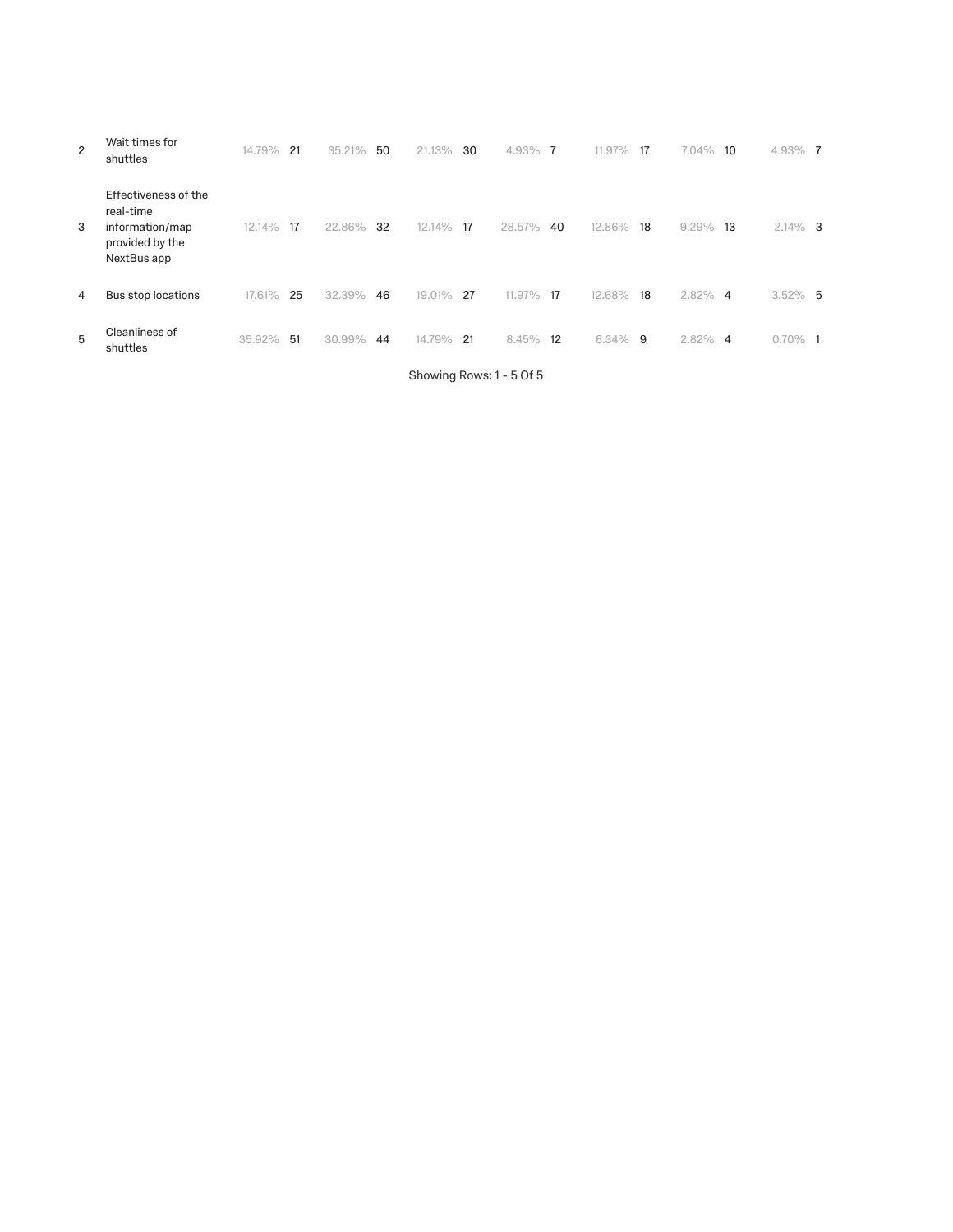| | | | | | | | | | | | | | | | |
|---|---|---|---|---|---|---|---|---|---|---|---|---|---|---|---|
| 2 | Wait times for shuttles | 14.79% | 21 | 35.21% | 50 | 21.13% | 30 | 4.93% | 7 | 11.97% | 17 | 7.04% | 10 | 4.93% | 7 |
| 3 | Effectiveness of the real-time information/map provided by the NextBus app | 12.14% | 17 | 22.86% | 32 | 12.14% | 17 | 28.57% | 40 | 12.86% | 18 | 9.29% | 13 | 2.14% | 3 |
| 4 | Bus stop locations | 17.61% | 25 | 32.39% | 46 | 19.01% | 27 | 11.97% | 17 | 12.68% | 18 | 2.82% | 4 | 3.52% | 5 |
| 5 | Cleanliness of shuttles | 35.92% | 51 | 30.99% | 44 | 14.79% | 21 | 8.45% | 12 | 6.34% | 9 | 2.82% | 4 | 0.70% | 1 |

Showing Rows: 1 - 5 Of 5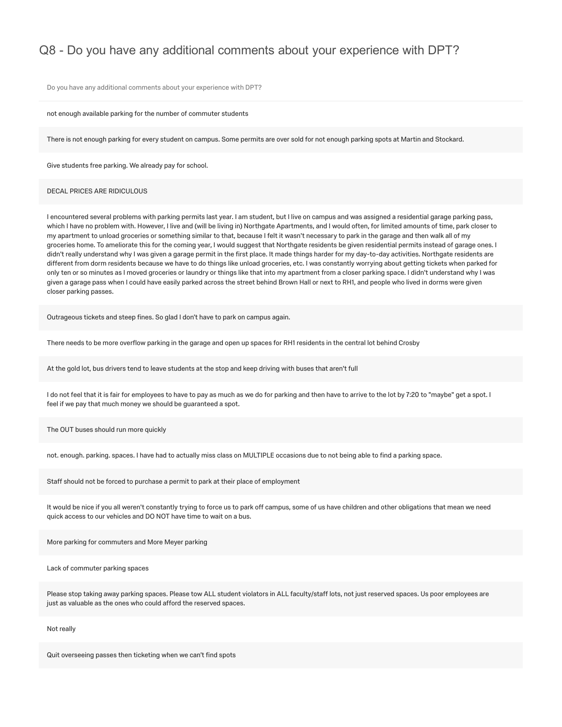# Q8 - Do you have any additional comments about your experience with DPT?

| Do you have any additional comments about your experience with DPT? |
|---|
| not enough available parking for the number of commuter students |
| There is not enough parking for every student on campus. Some permits are over sold for not enough parking spots at Martin and Stockard. |
| Give students free parking. We already pay for school. |
| DECAL PRICES ARE RIDICULOUS |
| I encountered several problems with parking permits last year. I am student, but I live on campus and was assigned a residential garage parking pass, which I have no problem with. However, I live and (will be living in) Northgate Apartments, and I would often, for limited amounts of time, park closer to my apartment to unload groceries or something similar to that, because I felt it wasn't necessary to park in the garage and then walk all of my groceries home. To ameliorate this for the coming year, I would suggest that Northgate residents be given residential permits instead of garage ones. I didn't really understand why I was given a garage permit in the first place. It made things harder for my day-to-day activities. Northgate residents are different from dorm residents because we have to do things like unload groceries, etc. I was constantly worrying about getting tickets when parked for only ten or so minutes as I moved groceries or laundry or things like that into my apartment from a closer parking space. I didn't understand why I was given a garage pass when I could have easily parked across the street behind Brown Hall or next to RH1, and people who lived in dorms were given closer parking passes. |
| Outrageous tickets and steep fines. So glad I don't have to park on campus again. |
| There needs to be more overflow parking in the garage and open up spaces for RH1 residents in the central lot behind Crosby |
| At the gold lot, bus drivers tend to leave students at the stop and keep driving with buses that aren't full |
| I do not feel that it is fair for employees to have to pay as much as we do for parking and then have to arrive to the lot by 7:20 to "maybe" get a spot. I feel if we pay that much money we should be guaranteed a spot. |
| The OUT buses should run more quickly |
| not. enough. parking. spaces. I have had to actually miss class on MULTIPLE occasions due to not being able to find a parking space. |
| Staff should not be forced to purchase a permit to park at their place of employment |
| It would be nice if you all weren't constantly trying to force us to park off campus, some of us have children and other obligations that mean we need quick access to our vehicles and DO NOT have time to wait on a bus. |
| More parking for commuters and More Meyer parking |
| Lack of commuter parking spaces |
| Please stop taking away parking spaces. Please tow ALL student violators in ALL faculty/staff lots, not just reserved spaces. Us poor employees are just as valuable as the ones who could afford the reserved spaces. |
| Not really |
| Quit overseeing passes then ticketing when we can't find spots |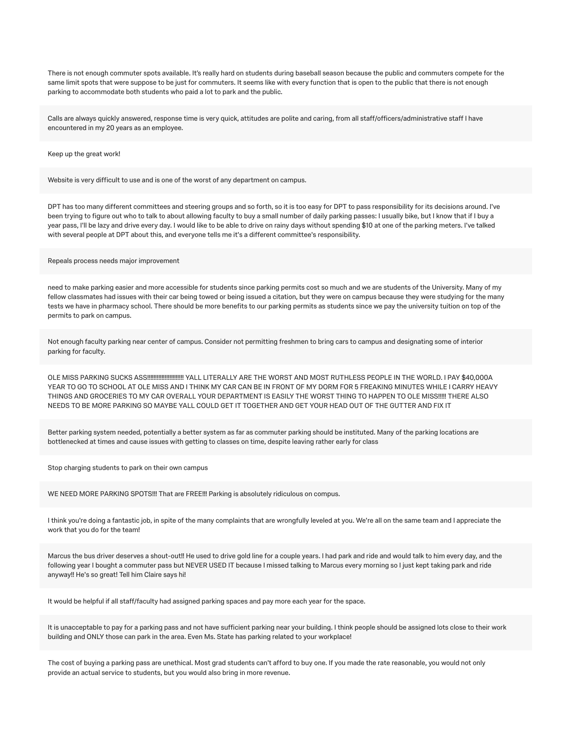There is not enough commuter spots available. It's really hard on students during baseball season because the public and commuters compete for the same limit spots that were suppose to be just for commuters. It seems like with every function that is open to the public that there is not enough parking to accommodate both students who paid a lot to park and the public.

Calls are always quickly answered, response time is very quick, attitudes are polite and caring, from all staff/officers/administrative staff I have encountered in my 20 years as an employee.

Keep up the great work!

Website is very difficult to use and is one of the worst of any department on campus.

DPT has too many different committees and steering groups and so forth, so it is too easy for DPT to pass responsibility for its decisions around. I've been trying to figure out who to talk to about allowing faculty to buy a small number of daily parking passes: I usually bike, but I know that if I buy a year pass, I'll be lazy and drive every day. I would like to be able to drive on rainy days without spending $10 at one of the parking meters. I've talked with several people at DPT about this, and everyone tells me it's a different committee's responsibility.

Repeals process needs major improvement

need to make parking easier and more accessible for students since parking permits cost so much and we are students of the University. Many of my fellow classmates had issues with their car being towed or being issued a citation, but they were on campus because they were studying for the many tests we have in pharmacy school. There should be more benefits to our parking permits as students since we pay the university tuition on top of the permits to park on campus.

Not enough faculty parking near center of campus. Consider not permitting freshmen to bring cars to campus and designating some of interior parking for faculty.

OLE MISS PARKING SUCKS ASS!!!!!!!!!!!!!!!!!!!!!! YALL LITERALLY ARE THE WORST AND MOST RUTHLESS PEOPLE IN THE WORLD. I PAY $40,000A YEAR TO GO TO SCHOOL AT OLE MISS AND I THINK MY CAR CAN BE IN FRONT OF MY DORM FOR 5 FREAKING MINUTES WHILE I CARRY HEAVY THINGS AND GROCERIES TO MY CAR OVERALL YOUR DEPARTMENT IS EASILY THE WORST THING TO HAPPEN TO OLE MISS!!!!! THERE ALSO NEEDS TO BE MORE PARKING SO MAYBE YALL COULD GET IT TOGETHER AND GET YOUR HEAD OUT OF THE GUTTER AND FIX IT

Better parking system needed, potentially a better system as far as commuter parking should be instituted. Many of the parking locations are bottlenecked at times and cause issues with getting to classes on time, despite leaving rather early for class

Stop charging students to park on their own campus

WE NEED MORE PARKING SPOTS!!! That are FREE!!! Parking is absolutely ridiculous on compus.

I think you're doing a fantastic job, in spite of the many complaints that are wrongfully leveled at you. We're all on the same team and I appreciate the work that you do for the team!

Marcus the bus driver deserves a shout-out!! He used to drive gold line for a couple years. I had park and ride and would talk to him every day, and the following year I bought a commuter pass but NEVER USED IT because I missed talking to Marcus every morning so I just kept taking park and ride anyway!! He's so great! Tell him Claire says hi!

It would be helpful if all staff/faculty had assigned parking spaces and pay more each year for the space.

It is unacceptable to pay for a parking pass and not have sufficient parking near your building. I think people should be assigned lots close to their work building and ONLY those can park in the area. Even Ms. State has parking related to your workplace!

The cost of buying a parking pass are unethical. Most grad students can't afford to buy one. If you made the rate reasonable, you would not only provide an actual service to students, but you would also bring in more revenue.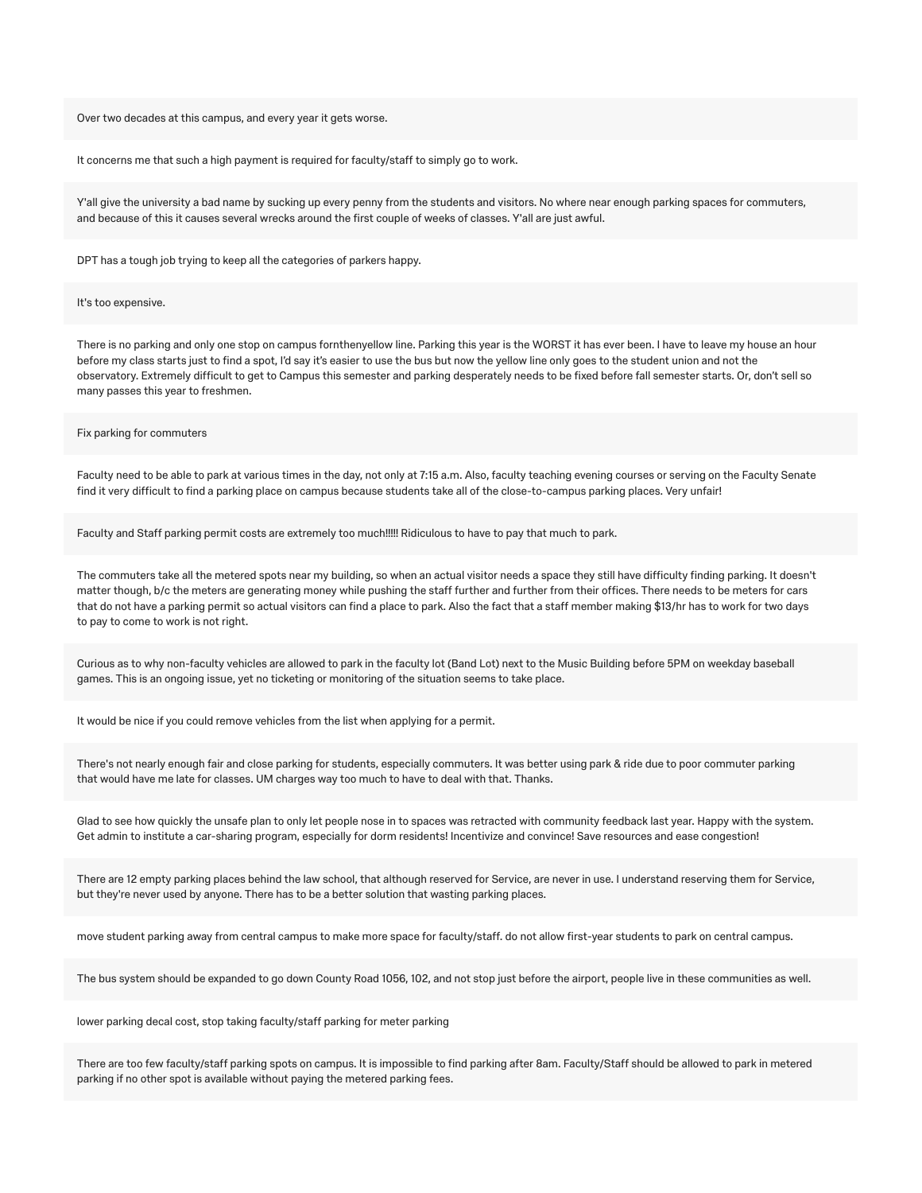Over two decades at this campus, and every year it gets worse.

It concerns me that such a high payment is required for faculty/staff to simply go to work.

Y'all give the university a bad name by sucking up every penny from the students and visitors. No where near enough parking spaces for commuters, and because of this it causes several wrecks around the first couple of weeks of classes. Y'all are just awful.

DPT has a tough job trying to keep all the categories of parkers happy.

It's too expensive.

There is no parking and only one stop on campus fornthenyellow line. Parking this year is the WORST it has ever been. I have to leave my house an hour before my class starts just to find a spot, I'd say it's easier to use the bus but now the yellow line only goes to the student union and not the observatory. Extremely difficult to get to Campus this semester and parking desperately needs to be fixed before fall semester starts. Or, don't sell so many passes this year to freshmen.

Fix parking for commuters

Faculty need to be able to park at various times in the day, not only at 7:15 a.m. Also, faculty teaching evening courses or serving on the Faculty Senate find it very difficult to find a parking place on campus because students take all of the close-to-campus parking places. Very unfair!

Faculty and Staff parking permit costs are extremely too much!!!!! Ridiculous to have to pay that much to park.

The commuters take all the metered spots near my building, so when an actual visitor needs a space they still have difficulty finding parking. It doesn't matter though, b/c the meters are generating money while pushing the staff further and further from their offices. There needs to be meters for cars that do not have a parking permit so actual visitors can find a place to park. Also the fact that a staff member making $13/hr has to work for two days to pay to come to work is not right.

Curious as to why non-faculty vehicles are allowed to park in the faculty lot (Band Lot) next to the Music Building before 5PM on weekday baseball games. This is an ongoing issue, yet no ticketing or monitoring of the situation seems to take place.

It would be nice if you could remove vehicles from the list when applying for a permit.

There's not nearly enough fair and close parking for students, especially commuters. It was better using park & ride due to poor commuter parking that would have me late for classes. UM charges way too much to have to deal with that. Thanks.

Glad to see how quickly the unsafe plan to only let people nose in to spaces was retracted with community feedback last year. Happy with the system. Get admin to institute a car-sharing program, especially for dorm residents! Incentivize and convince! Save resources and ease congestion!

There are 12 empty parking places behind the law school, that although reserved for Service, are never in use. I understand reserving them for Service, but they're never used by anyone. There has to be a better solution that wasting parking places.

move student parking away from central campus to make more space for faculty/staff. do not allow first-year students to park on central campus.

The bus system should be expanded to go down County Road 1056, 102, and not stop just before the airport, people live in these communities as well.

lower parking decal cost, stop taking faculty/staff parking for meter parking

There are too few faculty/staff parking spots on campus. It is impossible to find parking after 8am. Faculty/Staff should be allowed to park in metered parking if no other spot is available without paying the metered parking fees.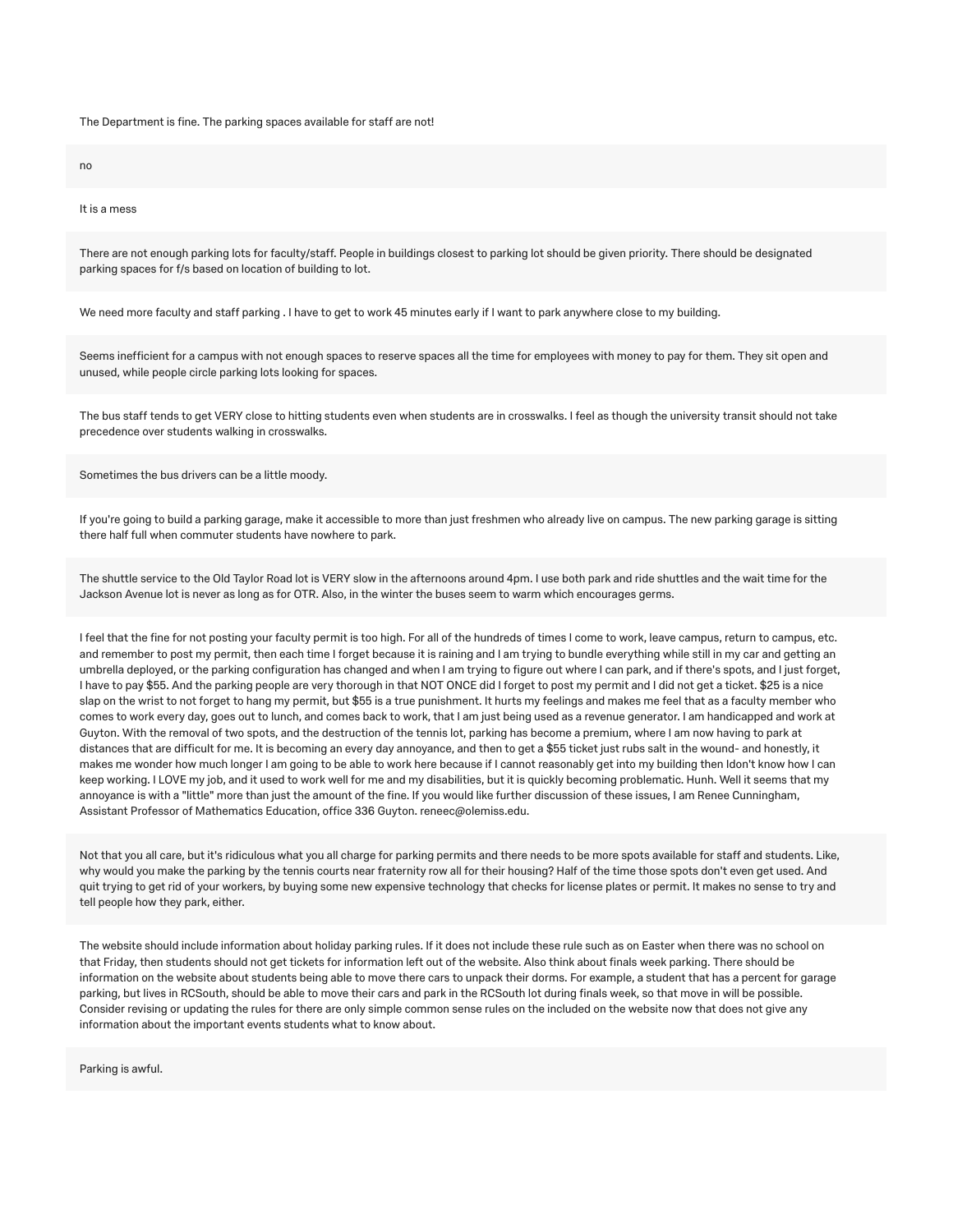The Department is fine. The parking spaces available for staff are not!

no

It is a mess

There are not enough parking lots for faculty/staff. People in buildings closest to parking lot should be given priority. There should be designated parking spaces for f/s based on location of building to lot.

We need more faculty and staff parking . I have to get to work 45 minutes early if I want to park anywhere close to my building.

Seems inefficient for a campus with not enough spaces to reserve spaces all the time for employees with money to pay for them. They sit open and unused, while people circle parking lots looking for spaces.

The bus staff tends to get VERY close to hitting students even when students are in crosswalks. I feel as though the university transit should not take precedence over students walking in crosswalks.

Sometimes the bus drivers can be a little moody.

If you're going to build a parking garage, make it accessible to more than just freshmen who already live on campus. The new parking garage is sitting there half full when commuter students have nowhere to park.

The shuttle service to the Old Taylor Road lot is VERY slow in the afternoons around 4pm. I use both park and ride shuttles and the wait time for the Jackson Avenue lot is never as long as for OTR. Also, in the winter the buses seem to warm which encourages germs.

I feel that the fine for not posting your faculty permit is too high. For all of the hundreds of times I come to work, leave campus, return to campus, etc. and remember to post my permit, then each time I forget because it is raining and I am trying to bundle everything while still in my car and getting an umbrella deployed, or the parking configuration has changed and when I am trying to figure out where I can park, and if there's spots, and I just forget, I have to pay $55. And the parking people are very thorough in that NOT ONCE did I forget to post my permit and I did not get a ticket. $25 is a nice slap on the wrist to not forget to hang my permit, but $55 is a true punishment. It hurts my feelings and makes me feel that as a faculty member who comes to work every day, goes out to lunch, and comes back to work, that I am just being used as a revenue generator. I am handicapped and work at Guyton. With the removal of two spots, and the destruction of the tennis lot, parking has become a premium, where I am now having to park at distances that are difficult for me. It is becoming an every day annoyance, and then to get a $55 ticket just rubs salt in the wound- and honestly, it makes me wonder how much longer I am going to be able to work here because if I cannot reasonably get into my building then Idon't know how I can keep working. I LOVE my job, and it used to work well for me and my disabilities, but it is quickly becoming problematic. Hunh. Well it seems that my annoyance is with a "little" more than just the amount of the fine. If you would like further discussion of these issues, I am Renee Cunningham, Assistant Professor of Mathematics Education, office 336 Guyton. reneec@olemiss.edu.

Not that you all care, but it's ridiculous what you all charge for parking permits and there needs to be more spots available for staff and students. Like, why would you make the parking by the tennis courts near fraternity row all for their housing? Half of the time those spots don't even get used. And quit trying to get rid of your workers, by buying some new expensive technology that checks for license plates or permit. It makes no sense to try and tell people how they park, either.

The website should include information about holiday parking rules. If it does not include these rule such as on Easter when there was no school on that Friday, then students should not get tickets for information left out of the website. Also think about finals week parking. There should be information on the website about students being able to move there cars to unpack their dorms. For example, a student that has a percent for garage parking, but lives in RCSouth, should be able to move their cars and park in the RCSouth lot during finals week, so that move in will be possible. Consider revising or updating the rules for there are only simple common sense rules on the included on the website now that does not give any information about the important events students what to know about.

Parking is awful.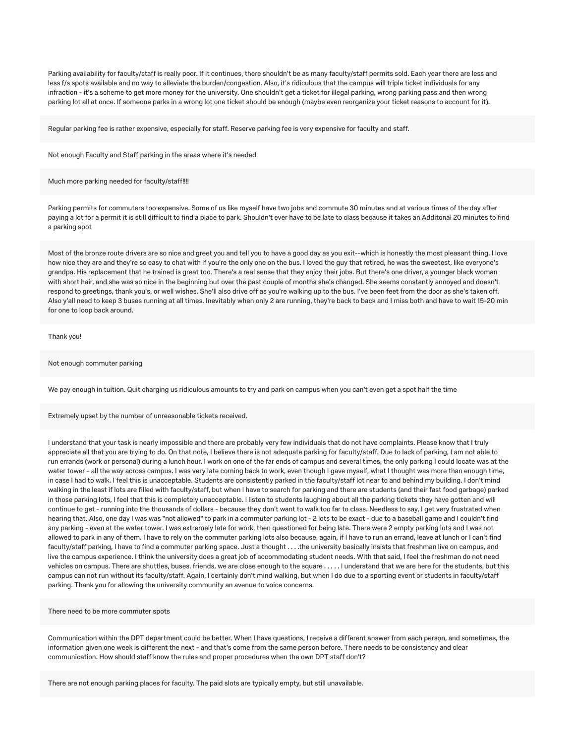Parking availability for faculty/staff is really poor. If it continues, there shouldn't be as many faculty/staff permits sold. Each year there are less and less f/s spots available and no way to alleviate the burden/congestion. Also, it's ridiculous that the campus will triple ticket individuals for any infraction - it's a scheme to get more money for the university. One shouldn't get a ticket for illegal parking, wrong parking pass and then wrong parking lot all at once. If someone parks in a wrong lot one ticket should be enough (maybe even reorganize your ticket reasons to account for it).

Regular parking fee is rather expensive, especially for staff. Reserve parking fee is very expensive for faculty and staff.

Not enough Faculty and Staff parking in the areas where it's needed

Much more parking needed for faculty/staff!!!!

Parking permits for commuters too expensive. Some of us like myself have two jobs and commute 30 minutes and at various times of the day after paying a lot for a permit it is still difficult to find a place to park. Shouldn't ever have to be late to class because it takes an Additonal 20 minutes to find a parking spot

Most of the bronze route drivers are so nice and greet you and tell you to have a good day as you exit--which is honestly the most pleasant thing. I love how nice they are and they're so easy to chat with if you're the only one on the bus. I loved the guy that retired, he was the sweetest, like everyone's grandpa. His replacement that he trained is great too. There's a real sense that they enjoy their jobs. But there's one driver, a younger black woman with short hair, and she was so nice in the beginning but over the past couple of months she's changed. She seems constantly annoyed and doesn't respond to greetings, thank you's, or well wishes. She'll also drive off as you're walking up to the bus. I've been feet from the door as she's taken off. Also y'all need to keep 3 buses running at all times. Inevitably when only 2 are running, they're back to back and I miss both and have to wait 15-20 min for one to loop back around.

Thank you!

Not enough commuter parking

We pay enough in tuition. Quit charging us ridiculous amounts to try and park on campus when you can't even get a spot half the time

Extremely upset by the number of unreasonable tickets received.

I understand that your task is nearly impossible and there are probably very few individuals that do not have complaints. Please know that I truly appreciate all that you are trying to do. On that note, I believe there is not adequate parking for faculty/staff. Due to lack of parking, I am not able to run errands (work or personal) during a lunch hour. I work on one of the far ends of campus and several times, the only parking I could locate was at the water tower - all the way across campus. I was very late coming back to work, even though I gave myself, what I thought was more than enough time, in case I had to walk. I feel this is unacceptable. Students are consistently parked in the faculty/staff lot near to and behind my building. I don't mind walking in the least if lots are filled with faculty/staff, but when I have to search for parking and there are students (and their fast food garbage) parked in those parking lots, I feel that this is completely unacceptable. I listen to students laughing about all the parking tickets they have gotten and will continue to get - running into the thousands of dollars - because they don't want to walk too far to class. Needless to say, I get very frustrated when hearing that. Also, one day I was was "not allowed" to park in a commuter parking lot - 2 lots to be exact - due to a baseball game and I couldn't find any parking - even at the water tower. I was extremely late for work, then questioned for being late. There were 2 empty parking lots and I was not allowed to park in any of them. I have to rely on the commuter parking lots also because, again, if I have to run an errand, leave at lunch or I can't find faculty/staff parking, I have to find a commuter parking space. Just a thought . . . .the university basically insists that freshman live on campus, and live the campus experience. I think the university does a great job of accommodating student needs. With that said, I feel the freshman do not need vehicles on campus. There are shuttles, buses, friends, we are close enough to the square . . . . . I understand that we are here for the students, but this campus can not run without its faculty/staff. Again, I certainly don't mind walking, but when I do due to a sporting event or students in faculty/staff parking. Thank you for allowing the university community an avenue to voice concerns.

There need to be more commuter spots

Communication within the DPT department could be better. When I have questions, I receive a different answer from each person, and sometimes, the information given one week is different the next - and that's come from the same person before. There needs to be consistency and clear communication. How should staff know the rules and proper procedures when the own DPT staff don't?

There are not enough parking places for faculty. The paid slots are typically empty, but still unavailable.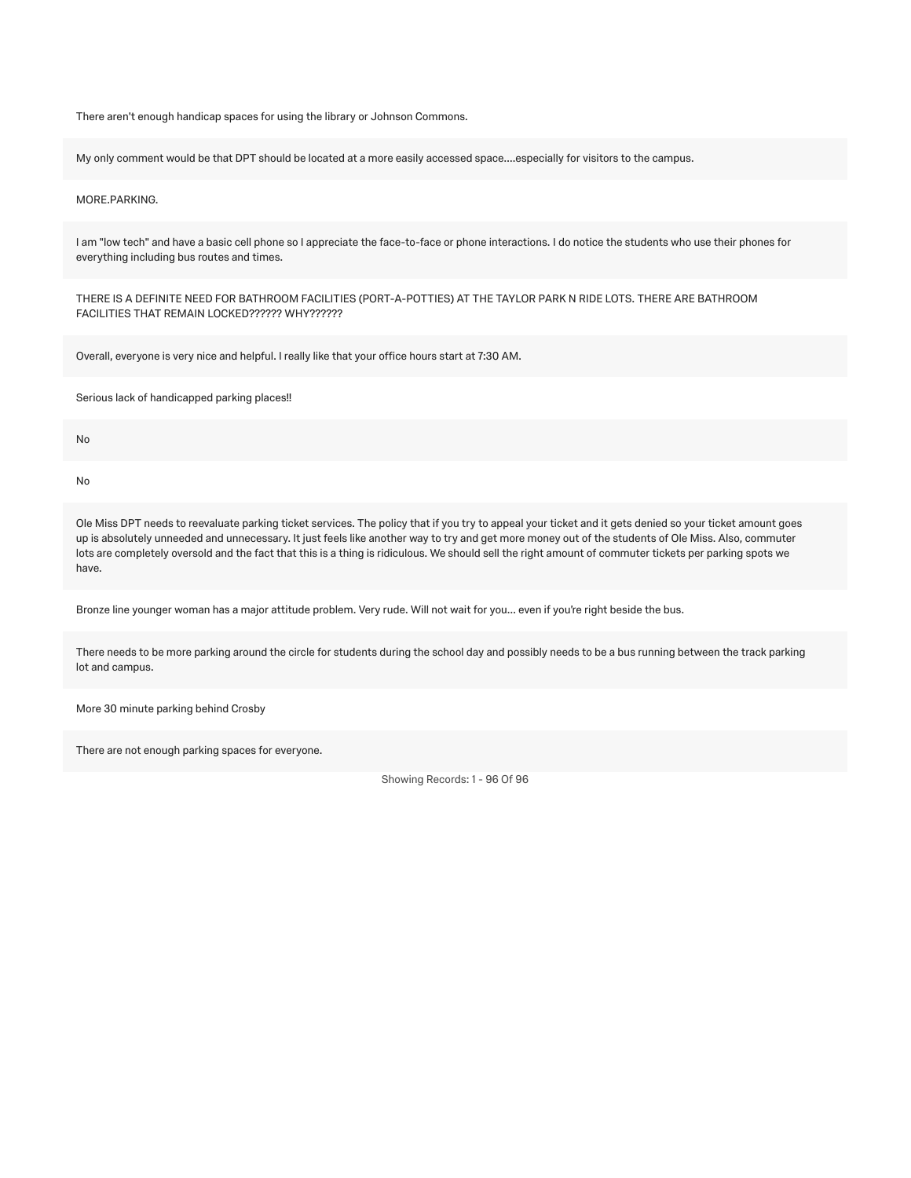There aren't enough handicap spaces for using the library or Johnson Commons.

My only comment would be that DPT should be located at a more easily accessed space....especially for visitors to the campus.

MORE.PARKING.

I am "low tech" and have a basic cell phone so I appreciate the face-to-face or phone interactions. I do notice the students who use their phones for everything including bus routes and times.

THERE IS A DEFINITE NEED FOR BATHROOM FACILITIES (PORT-A-POTTIES) AT THE TAYLOR PARK N RIDE LOTS. THERE ARE BATHROOM FACILITIES THAT REMAIN LOCKED?????? WHY??????

Overall, everyone is very nice and helpful. I really like that your office hours start at 7:30 AM.

Serious lack of handicapped parking places!!

No

No

Ole Miss DPT needs to reevaluate parking ticket services. The policy that if you try to appeal your ticket and it gets denied so your ticket amount goes up is absolutely unneeded and unnecessary. It just feels like another way to try and get more money out of the students of Ole Miss. Also, commuter lots are completely oversold and the fact that this is a thing is ridiculous. We should sell the right amount of commuter tickets per parking spots we have.

Bronze line younger woman has a major attitude problem. Very rude. Will not wait for you... even if you're right beside the bus.

There needs to be more parking around the circle for students during the school day and possibly needs to be a bus running between the track parking lot and campus.

More 30 minute parking behind Crosby

There are not enough parking spaces for everyone.

Showing Records: 1 - 96 Of 96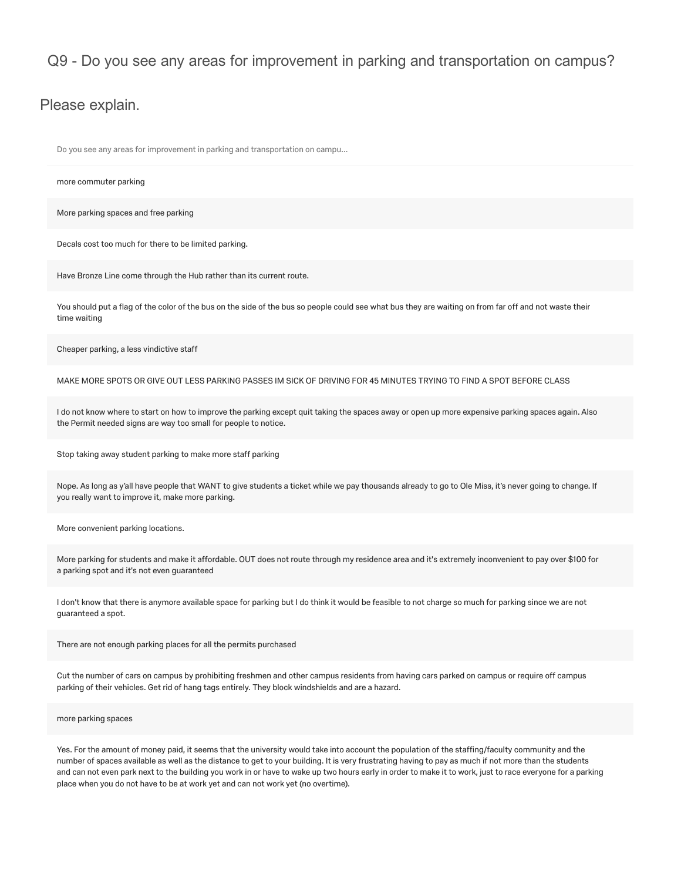## Q9 - Do you see any areas for improvement in parking and transportation on campus?

## Please explain.

| Do you see any areas for improvement in parking and transportation on campu... |
| --- |
| more commuter parking |
| More parking spaces and free parking |
| Decals cost too much for there to be limited parking. |
| Have Bronze Line come through the Hub rather than its current route. |
| You should put a flag of the color of the bus on the side of the bus so people could see what bus they are waiting on from far off and not waste their time waiting |
| Cheaper parking, a less vindictive staff |
| MAKE MORE SPOTS OR GIVE OUT LESS PARKING PASSES IM SICK OF DRIVING FOR 45 MINUTES TRYING TO FIND A SPOT BEFORE CLASS |
| I do not know where to start on how to improve the parking except quit taking the spaces away or open up more expensive parking spaces again. Also the Permit needed signs are way too small for people to notice. |
| Stop taking away student parking to make more staff parking |
| Nope. As long as y'all have people that WANT to give students a ticket while we pay thousands already to go to Ole Miss, it's never going to change. If you really want to improve it, make more parking. |
| More convenient parking locations. |
| More parking for students and make it affordable. OUT does not route through my residence area and it's extremely inconvenient to pay over $100 for a parking spot and it's not even guaranteed |
| I don't know that there is anymore available space for parking but I do think it would be feasible to not charge so much for parking since we are not guaranteed a spot. |
| There are not enough parking places for all the permits purchased |
| Cut the number of cars on campus by prohibiting freshmen and other campus residents from having cars parked on campus or require off campus parking of their vehicles. Get rid of hang tags entirely. They block windshields and are a hazard. |
| more parking spaces |
| Yes. For the amount of money paid, it seems that the university would take into account the population of the staffing/faculty community and the number of spaces available as well as the distance to get to your building. It is very frustrating having to pay as much if not more than the students and can not even park next to the building you work in or have to wake up two hours early in order to make it to work, just to race everyone for a parking place when you do not have to be at work yet and can not work yet (no overtime). |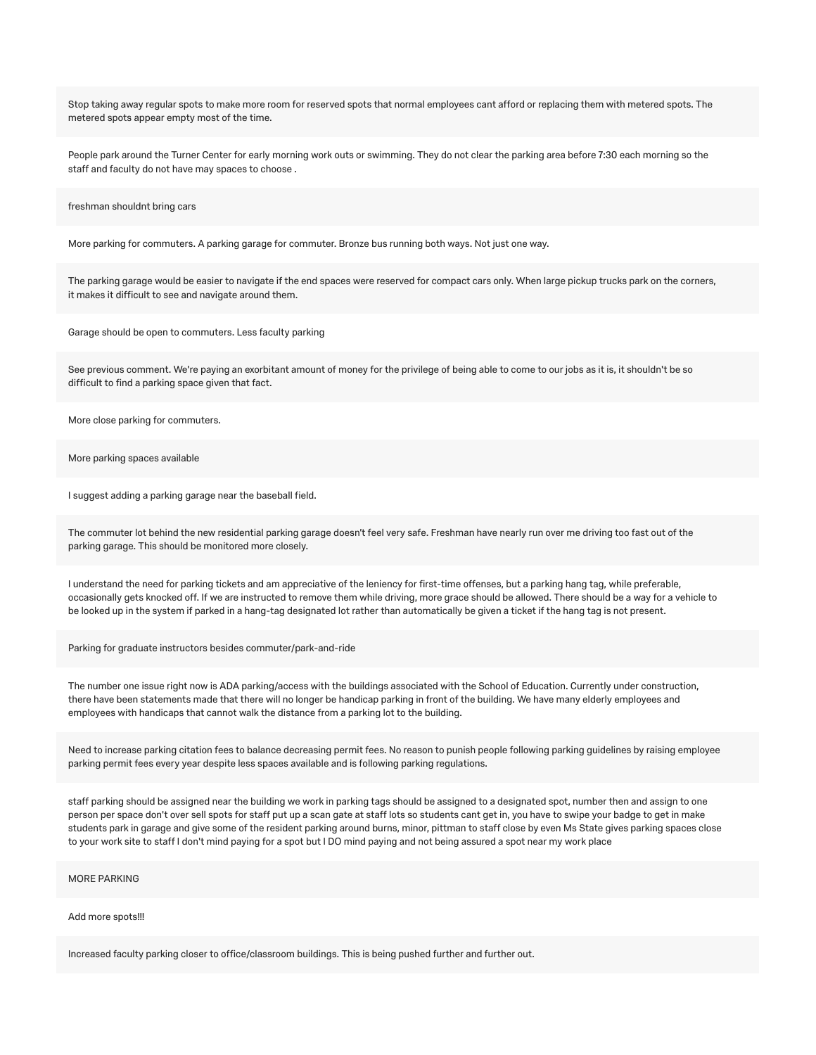Stop taking away regular spots to make more room for reserved spots that normal employees cant afford or replacing them with metered spots. The metered spots appear empty most of the time.

People park around the Turner Center for early morning work outs or swimming. They do not clear the parking area before 7:30 each morning so the staff and faculty do not have may spaces to choose .

freshman shouldnt bring cars

More parking for commuters. A parking garage for commuter. Bronze bus running both ways. Not just one way.

The parking garage would be easier to navigate if the end spaces were reserved for compact cars only. When large pickup trucks park on the corners, it makes it difficult to see and navigate around them.

Garage should be open to commuters. Less faculty parking

See previous comment. We're paying an exorbitant amount of money for the privilege of being able to come to our jobs as it is, it shouldn't be so difficult to find a parking space given that fact.

More close parking for commuters.

More parking spaces available

I suggest adding a parking garage near the baseball field.

The commuter lot behind the new residential parking garage doesn't feel very safe. Freshman have nearly run over me driving too fast out of the parking garage. This should be monitored more closely.

I understand the need for parking tickets and am appreciative of the leniency for first-time offenses, but a parking hang tag, while preferable, occasionally gets knocked off. If we are instructed to remove them while driving, more grace should be allowed. There should be a way for a vehicle to be looked up in the system if parked in a hang-tag designated lot rather than automatically be given a ticket if the hang tag is not present.

Parking for graduate instructors besides commuter/park-and-ride

The number one issue right now is ADA parking/access with the buildings associated with the School of Education. Currently under construction, there have been statements made that there will no longer be handicap parking in front of the building. We have many elderly employees and employees with handicaps that cannot walk the distance from a parking lot to the building.

Need to increase parking citation fees to balance decreasing permit fees. No reason to punish people following parking guidelines by raising employee parking permit fees every year despite less spaces available and is following parking regulations.

staff parking should be assigned near the building we work in parking tags should be assigned to a designated spot, number then and assign to one person per space don't over sell spots for staff put up a scan gate at staff lots so students cant get in, you have to swipe your badge to get in make students park in garage and give some of the resident parking around burns, minor, pittman to staff close by even Ms State gives parking spaces close to your work site to staff I don't mind paying for a spot but I DO mind paying and not being assured a spot near my work place

MORE PARKING

Add more spots!!!

Increased faculty parking closer to office/classroom buildings. This is being pushed further and further out.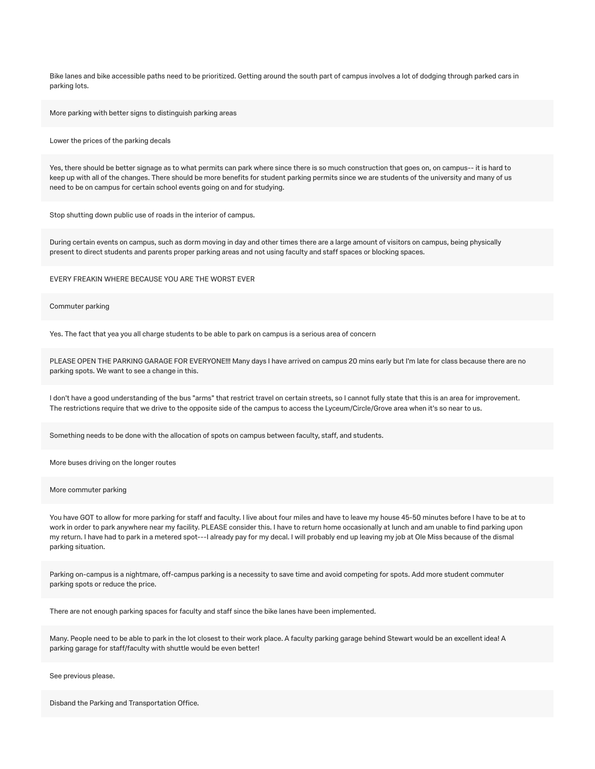Bike lanes and bike accessible paths need to be prioritized. Getting around the south part of campus involves a lot of dodging through parked cars in parking lots.

More parking with better signs to distinguish parking areas

Lower the prices of the parking decals

Yes, there should be better signage as to what permits can park where since there is so much construction that goes on, on campus-- it is hard to keep up with all of the changes. There should be more benefits for student parking permits since we are students of the university and many of us need to be on campus for certain school events going on and for studying.

Stop shutting down public use of roads in the interior of campus.

During certain events on campus, such as dorm moving in day and other times there are a large amount of visitors on campus, being physically present to direct students and parents proper parking areas and not using faculty and staff spaces or blocking spaces.

EVERY FREAKIN WHERE BECAUSE YOU ARE THE WORST EVER

Commuter parking

Yes. The fact that yea you all charge students to be able to park on campus is a serious area of concern

PLEASE OPEN THE PARKING GARAGE FOR EVERYONE!!! Many days I have arrived on campus 20 mins early but I'm late for class because there are no parking spots. We want to see a change in this.

I don't have a good understanding of the bus "arms" that restrict travel on certain streets, so I cannot fully state that this is an area for improvement. The restrictions require that we drive to the opposite side of the campus to access the Lyceum/Circle/Grove area when it's so near to us.

Something needs to be done with the allocation of spots on campus between faculty, staff, and students.

More buses driving on the longer routes

More commuter parking

You have GOT to allow for more parking for staff and faculty. I live about four miles and have to leave my house 45-50 minutes before I have to be at to work in order to park anywhere near my facility. PLEASE consider this. I have to return home occasionally at lunch and am unable to find parking upon my return. I have had to park in a metered spot---I already pay for my decal. I will probably end up leaving my job at Ole Miss because of the dismal parking situation.

Parking on-campus is a nightmare, off-campus parking is a necessity to save time and avoid competing for spots. Add more student commuter parking spots or reduce the price.

There are not enough parking spaces for faculty and staff since the bike lanes have been implemented.

Many. People need to be able to park in the lot closest to their work place. A faculty parking garage behind Stewart would be an excellent idea! A parking garage for staff/faculty with shuttle would be even better!

See previous please.

Disband the Parking and Transportation Office.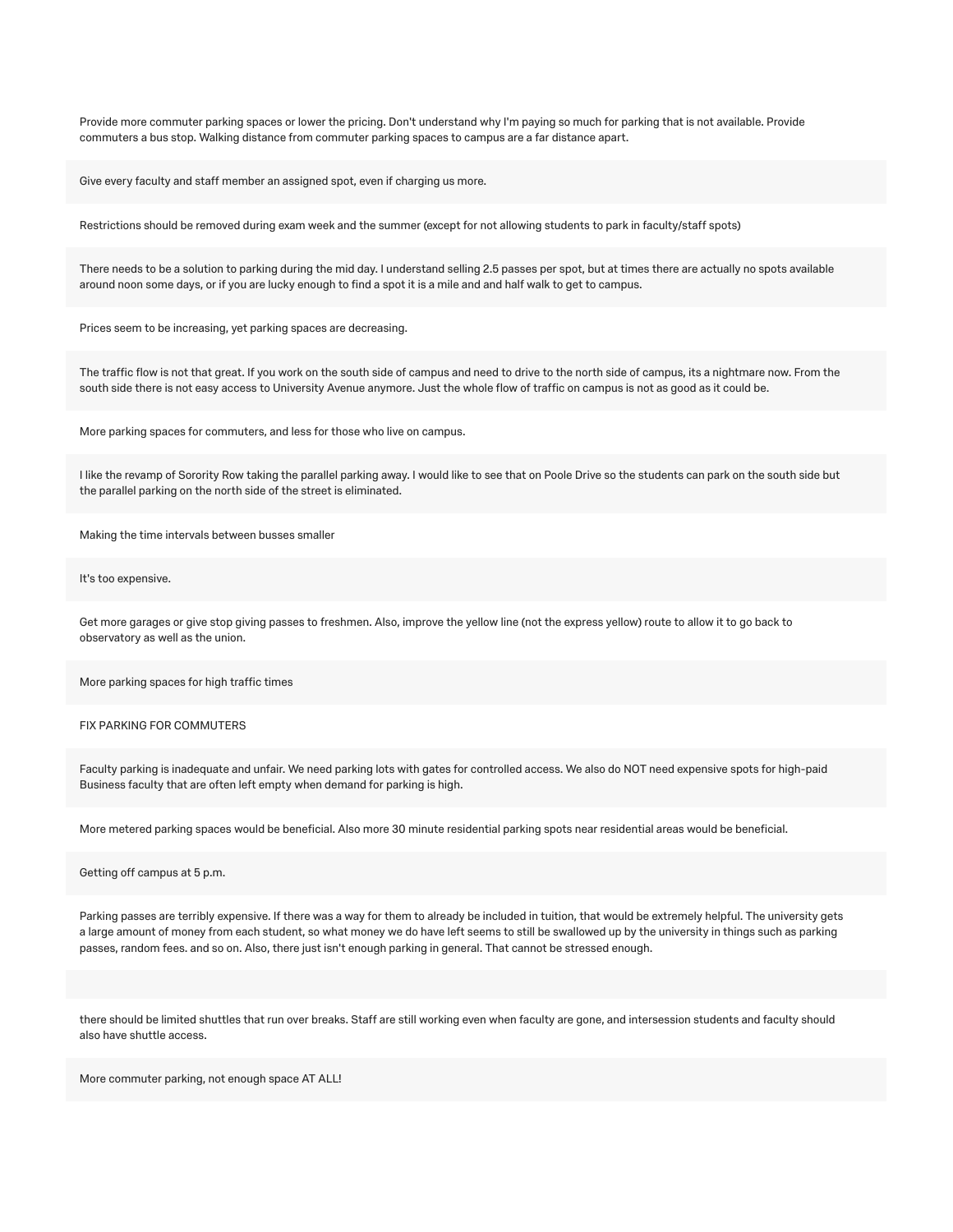Provide more commuter parking spaces or lower the pricing. Don't understand why I'm paying so much for parking that is not available. Provide commuters a bus stop. Walking distance from commuter parking spaces to campus are a far distance apart.

Give every faculty and staff member an assigned spot, even if charging us more.

Restrictions should be removed during exam week and the summer (except for not allowing students to park in faculty/staff spots)

There needs to be a solution to parking during the mid day. I understand selling 2.5 passes per spot, but at times there are actually no spots available around noon some days, or if you are lucky enough to find a spot it is a mile and and half walk to get to campus.

Prices seem to be increasing, yet parking spaces are decreasing.

The traffic flow is not that great. If you work on the south side of campus and need to drive to the north side of campus, its a nightmare now. From the south side there is not easy access to University Avenue anymore. Just the whole flow of traffic on campus is not as good as it could be.

More parking spaces for commuters, and less for those who live on campus.

I like the revamp of Sorority Row taking the parallel parking away. I would like to see that on Poole Drive so the students can park on the south side but the parallel parking on the north side of the street is eliminated.

Making the time intervals between busses smaller

It's too expensive.

Get more garages or give stop giving passes to freshmen. Also, improve the yellow line (not the express yellow) route to allow it to go back to observatory as well as the union.

More parking spaces for high traffic times

FIX PARKING FOR COMMUTERS

Faculty parking is inadequate and unfair. We need parking lots with gates for controlled access. We also do NOT need expensive spots for high-paid Business faculty that are often left empty when demand for parking is high.

More metered parking spaces would be beneficial. Also more 30 minute residential parking spots near residential areas would be beneficial.

Getting off campus at 5 p.m.

Parking passes are terribly expensive. If there was a way for them to already be included in tuition, that would be extremely helpful. The university gets a large amount of money from each student, so what money we do have left seems to still be swallowed up by the university in things such as parking passes, random fees. and so on. Also, there just isn't enough parking in general. That cannot be stressed enough.

there should be limited shuttles that run over breaks. Staff are still working even when faculty are gone, and intersession students and faculty should also have shuttle access.

More commuter parking, not enough space AT ALL!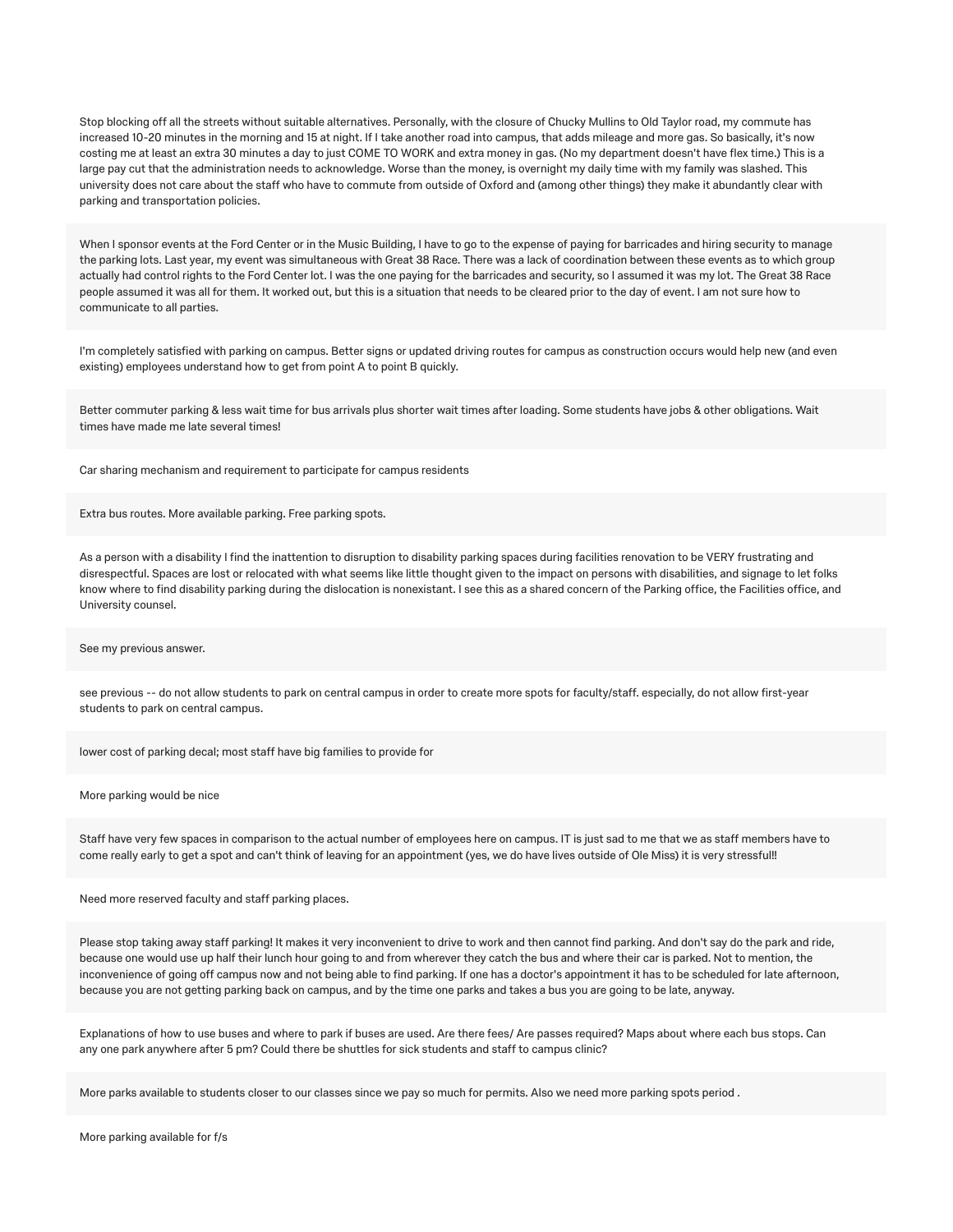Stop blocking off all the streets without suitable alternatives. Personally, with the closure of Chucky Mullins to Old Taylor road, my commute has increased 10-20 minutes in the morning and 15 at night. If I take another road into campus, that adds mileage and more gas. So basically, it's now costing me at least an extra 30 minutes a day to just COME TO WORK and extra money in gas. (No my department doesn't have flex time.) This is a large pay cut that the administration needs to acknowledge. Worse than the money, is overnight my daily time with my family was slashed. This university does not care about the staff who have to commute from outside of Oxford and (among other things) they make it abundantly clear with parking and transportation policies.

When I sponsor events at the Ford Center or in the Music Building, I have to go to the expense of paying for barricades and hiring security to manage the parking lots. Last year, my event was simultaneous with Great 38 Race. There was a lack of coordination between these events as to which group actually had control rights to the Ford Center lot. I was the one paying for the barricades and security, so I assumed it was my lot. The Great 38 Race people assumed it was all for them. It worked out, but this is a situation that needs to be cleared prior to the day of event. I am not sure how to communicate to all parties.

I'm completely satisfied with parking on campus. Better signs or updated driving routes for campus as construction occurs would help new (and even existing) employees understand how to get from point A to point B quickly.

Better commuter parking & less wait time for bus arrivals plus shorter wait times after loading. Some students have jobs & other obligations. Wait times have made me late several times!

Car sharing mechanism and requirement to participate for campus residents

Extra bus routes. More available parking. Free parking spots.

As a person with a disability I find the inattention to disruption to disability parking spaces during facilities renovation to be VERY frustrating and disrespectful. Spaces are lost or relocated with what seems like little thought given to the impact on persons with disabilities, and signage to let folks know where to find disability parking during the dislocation is nonexistant. I see this as a shared concern of the Parking office, the Facilities office, and University counsel.

See my previous answer.

see previous -- do not allow students to park on central campus in order to create more spots for faculty/staff. especially, do not allow first-year students to park on central campus.

lower cost of parking decal; most staff have big families to provide for

More parking would be nice

Staff have very few spaces in comparison to the actual number of employees here on campus. IT is just sad to me that we as staff members have to come really early to get a spot and can't think of leaving for an appointment (yes, we do have lives outside of Ole Miss) it is very stressful!!

Need more reserved faculty and staff parking places.

Please stop taking away staff parking! It makes it very inconvenient to drive to work and then cannot find parking. And don't say do the park and ride, because one would use up half their lunch hour going to and from wherever they catch the bus and where their car is parked. Not to mention, the inconvenience of going off campus now and not being able to find parking. If one has a doctor's appointment it has to be scheduled for late afternoon, because you are not getting parking back on campus, and by the time one parks and takes a bus you are going to be late, anyway.

Explanations of how to use buses and where to park if buses are used. Are there fees/ Are passes required? Maps about where each bus stops. Can any one park anywhere after 5 pm? Could there be shuttles for sick students and staff to campus clinic?

More parks available to students closer to our classes since we pay so much for permits. Also we need more parking spots period .

More parking available for f/s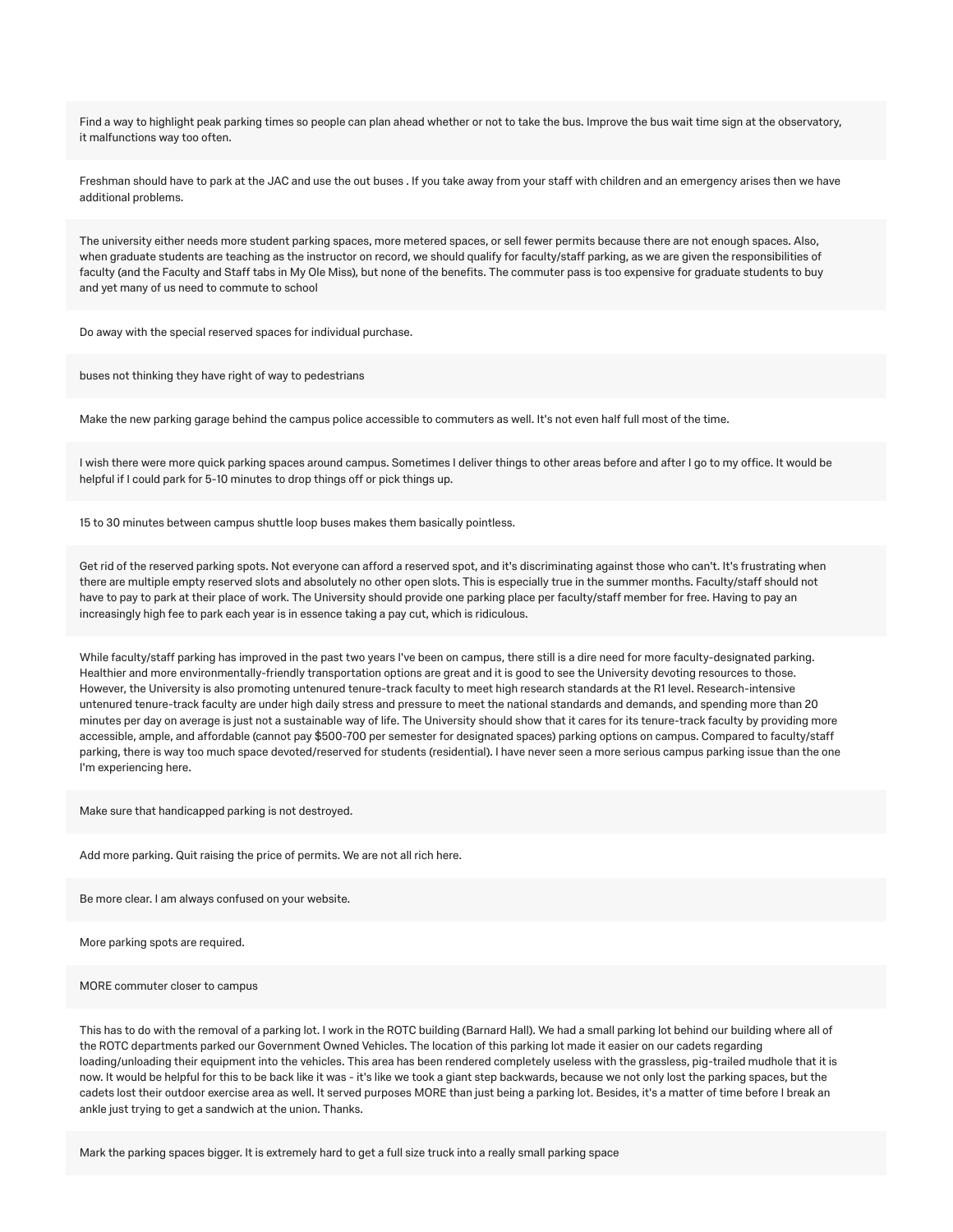Find a way to highlight peak parking times so people can plan ahead whether or not to take the bus. Improve the bus wait time sign at the observatory, it malfunctions way too often.

Freshman should have to park at the JAC and use the out buses . If you take away from your staff with children and an emergency arises then we have additional problems.

The university either needs more student parking spaces, more metered spaces, or sell fewer permits because there are not enough spaces. Also, when graduate students are teaching as the instructor on record, we should qualify for faculty/staff parking, as we are given the responsibilities of faculty (and the Faculty and Staff tabs in My Ole Miss), but none of the benefits. The commuter pass is too expensive for graduate students to buy and yet many of us need to commute to school

Do away with the special reserved spaces for individual purchase.

buses not thinking they have right of way to pedestrians

Make the new parking garage behind the campus police accessible to commuters as well. It's not even half full most of the time.

I wish there were more quick parking spaces around campus. Sometimes I deliver things to other areas before and after I go to my office. It would be helpful if I could park for 5-10 minutes to drop things off or pick things up.

15 to 30 minutes between campus shuttle loop buses makes them basically pointless.

Get rid of the reserved parking spots. Not everyone can afford a reserved spot, and it's discriminating against those who can't. It's frustrating when there are multiple empty reserved slots and absolutely no other open slots. This is especially true in the summer months. Faculty/staff should not have to pay to park at their place of work. The University should provide one parking place per faculty/staff member for free. Having to pay an increasingly high fee to park each year is in essence taking a pay cut, which is ridiculous.

While faculty/staff parking has improved in the past two years I've been on campus, there still is a dire need for more faculty-designated parking. Healthier and more environmentally-friendly transportation options are great and it is good to see the University devoting resources to those. However, the University is also promoting untenured tenure-track faculty to meet high research standards at the R1 level. Research-intensive untenured tenure-track faculty are under high daily stress and pressure to meet the national standards and demands, and spending more than 20 minutes per day on average is just not a sustainable way of life. The University should show that it cares for its tenure-track faculty by providing more accessible, ample, and affordable (cannot pay $500-700 per semester for designated spaces) parking options on campus. Compared to faculty/staff parking, there is way too much space devoted/reserved for students (residential). I have never seen a more serious campus parking issue than the one I'm experiencing here.

Make sure that handicapped parking is not destroyed.

Add more parking. Quit raising the price of permits. We are not all rich here.

Be more clear. I am always confused on your website.

More parking spots are required.

MORE commuter closer to campus

This has to do with the removal of a parking lot. I work in the ROTC building (Barnard Hall). We had a small parking lot behind our building where all of the ROTC departments parked our Government Owned Vehicles. The location of this parking lot made it easier on our cadets regarding loading/unloading their equipment into the vehicles. This area has been rendered completely useless with the grassless, pig-trailed mudhole that it is now. It would be helpful for this to be back like it was - it's like we took a giant step backwards, because we not only lost the parking spaces, but the cadets lost their outdoor exercise area as well. It served purposes MORE than just being a parking lot. Besides, it's a matter of time before I break an ankle just trying to get a sandwich at the union. Thanks.

Mark the parking spaces bigger. It is extremely hard to get a full size truck into a really small parking space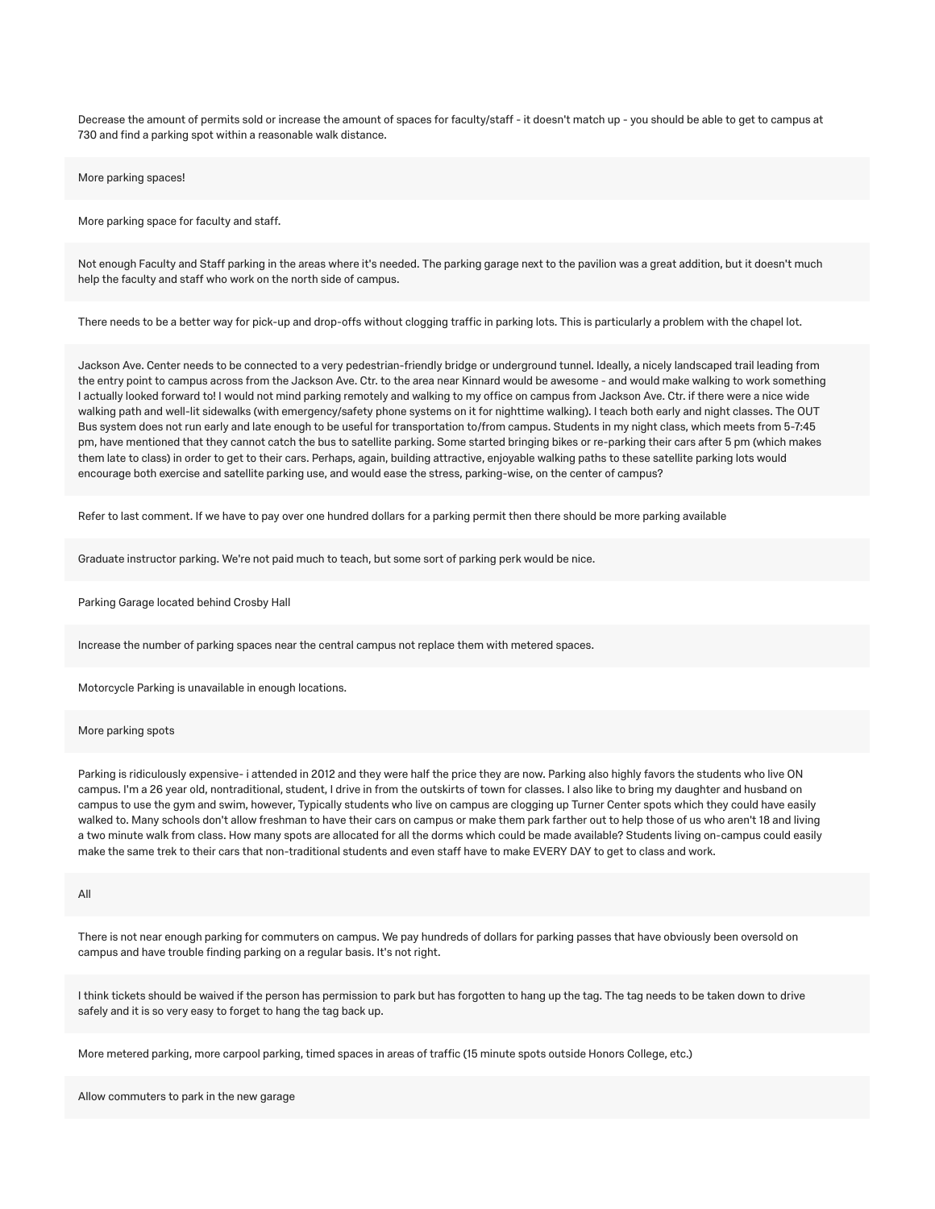Decrease the amount of permits sold or increase the amount of spaces for faculty/staff - it doesn't match up - you should be able to get to campus at 730 and find a parking spot within a reasonable walk distance.

More parking spaces!

More parking space for faculty and staff.

Not enough Faculty and Staff parking in the areas where it's needed. The parking garage next to the pavilion was a great addition, but it doesn't much help the faculty and staff who work on the north side of campus.

There needs to be a better way for pick-up and drop-offs without clogging traffic in parking lots. This is particularly a problem with the chapel lot.

Jackson Ave. Center needs to be connected to a very pedestrian-friendly bridge or underground tunnel. Ideally, a nicely landscaped trail leading from the entry point to campus across from the Jackson Ave. Ctr. to the area near Kinnard would be awesome - and would make walking to work something I actually looked forward to! I would not mind parking remotely and walking to my office on campus from Jackson Ave. Ctr. if there were a nice wide walking path and well-lit sidewalks (with emergency/safety phone systems on it for nighttime walking). I teach both early and night classes. The OUT Bus system does not run early and late enough to be useful for transportation to/from campus. Students in my night class, which meets from 5-7:45 pm, have mentioned that they cannot catch the bus to satellite parking. Some started bringing bikes or re-parking their cars after 5 pm (which makes them late to class) in order to get to their cars. Perhaps, again, building attractive, enjoyable walking paths to these satellite parking lots would encourage both exercise and satellite parking use, and would ease the stress, parking-wise, on the center of campus?

Refer to last comment. If we have to pay over one hundred dollars for a parking permit then there should be more parking available

Graduate instructor parking. We're not paid much to teach, but some sort of parking perk would be nice.

Parking Garage located behind Crosby Hall

Increase the number of parking spaces near the central campus not replace them with metered spaces.

Motorcycle Parking is unavailable in enough locations.

More parking spots

Parking is ridiculously expensive- i attended in 2012 and they were half the price they are now. Parking also highly favors the students who live ON campus. I'm a 26 year old, nontraditional, student, I drive in from the outskirts of town for classes. I also like to bring my daughter and husband on campus to use the gym and swim, however, Typically students who live on campus are clogging up Turner Center spots which they could have easily walked to. Many schools don't allow freshman to have their cars on campus or make them park farther out to help those of us who aren't 18 and living a two minute walk from class. How many spots are allocated for all the dorms which could be made available? Students living on-campus could easily make the same trek to their cars that non-traditional students and even staff have to make EVERY DAY to get to class and work.

All

There is not near enough parking for commuters on campus. We pay hundreds of dollars for parking passes that have obviously been oversold on campus and have trouble finding parking on a regular basis. It's not right.

I think tickets should be waived if the person has permission to park but has forgotten to hang up the tag. The tag needs to be taken down to drive safely and it is so very easy to forget to hang the tag back up.

More metered parking, more carpool parking, timed spaces in areas of traffic (15 minute spots outside Honors College, etc.)

Allow commuters to park in the new garage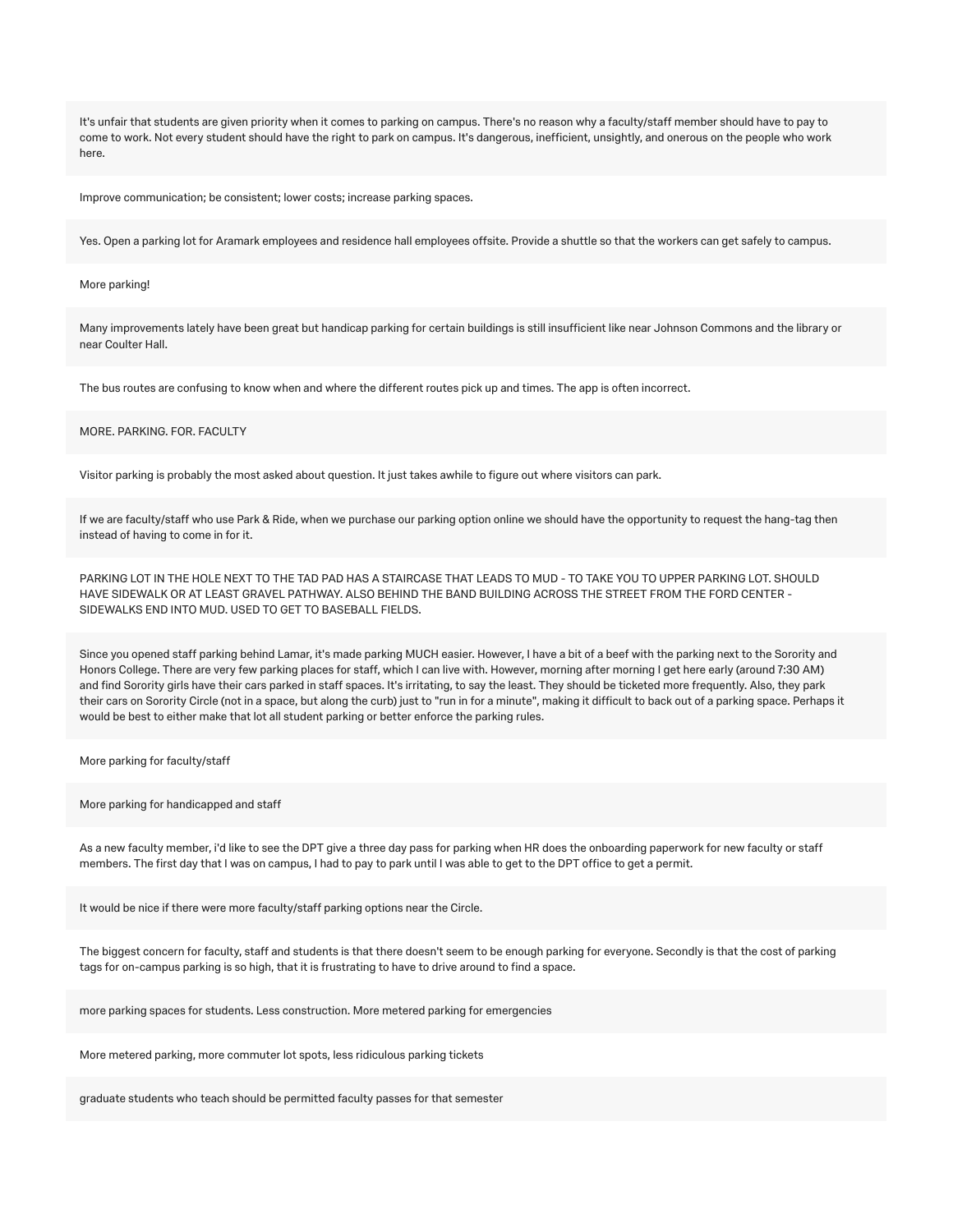It's unfair that students are given priority when it comes to parking on campus. There's no reason why a faculty/staff member should have to pay to come to work. Not every student should have the right to park on campus. It's dangerous, inefficient, unsightly, and onerous on the people who work here.

Improve communication; be consistent; lower costs; increase parking spaces.

Yes. Open a parking lot for Aramark employees and residence hall employees offsite. Provide a shuttle so that the workers can get safely to campus.

More parking!

Many improvements lately have been great but handicap parking for certain buildings is still insufficient like near Johnson Commons and the library or near Coulter Hall.

The bus routes are confusing to know when and where the different routes pick up and times. The app is often incorrect.

MORE. PARKING. FOR. FACULTY

Visitor parking is probably the most asked about question. It just takes awhile to figure out where visitors can park.

If we are faculty/staff who use Park & Ride, when we purchase our parking option online we should have the opportunity to request the hang-tag then instead of having to come in for it.

PARKING LOT IN THE HOLE NEXT TO THE TAD PAD HAS A STAIRCASE THAT LEADS TO MUD - TO TAKE YOU TO UPPER PARKING LOT. SHOULD HAVE SIDEWALK OR AT LEAST GRAVEL PATHWAY. ALSO BEHIND THE BAND BUILDING ACROSS THE STREET FROM THE FORD CENTER - SIDEWALKS END INTO MUD. USED TO GET TO BASEBALL FIELDS.

Since you opened staff parking behind Lamar, it's made parking MUCH easier. However, I have a bit of a beef with the parking next to the Sorority and Honors College. There are very few parking places for staff, which I can live with. However, morning after morning I get here early (around 7:30 AM) and find Sorority girls have their cars parked in staff spaces. It's irritating, to say the least. They should be ticketed more frequently. Also, they park their cars on Sorority Circle (not in a space, but along the curb) just to "run in for a minute", making it difficult to back out of a parking space. Perhaps it would be best to either make that lot all student parking or better enforce the parking rules.

More parking for faculty/staff

More parking for handicapped and staff

As a new faculty member, i'd like to see the DPT give a three day pass for parking when HR does the onboarding paperwork for new faculty or staff members. The first day that I was on campus, I had to pay to park until I was able to get to the DPT office to get a permit.

It would be nice if there were more faculty/staff parking options near the Circle.

The biggest concern for faculty, staff and students is that there doesn't seem to be enough parking for everyone. Secondly is that the cost of parking tags for on-campus parking is so high, that it is frustrating to have to drive around to find a space.

more parking spaces for students. Less construction. More metered parking for emergencies

More metered parking, more commuter lot spots, less ridiculous parking tickets

graduate students who teach should be permitted faculty passes for that semester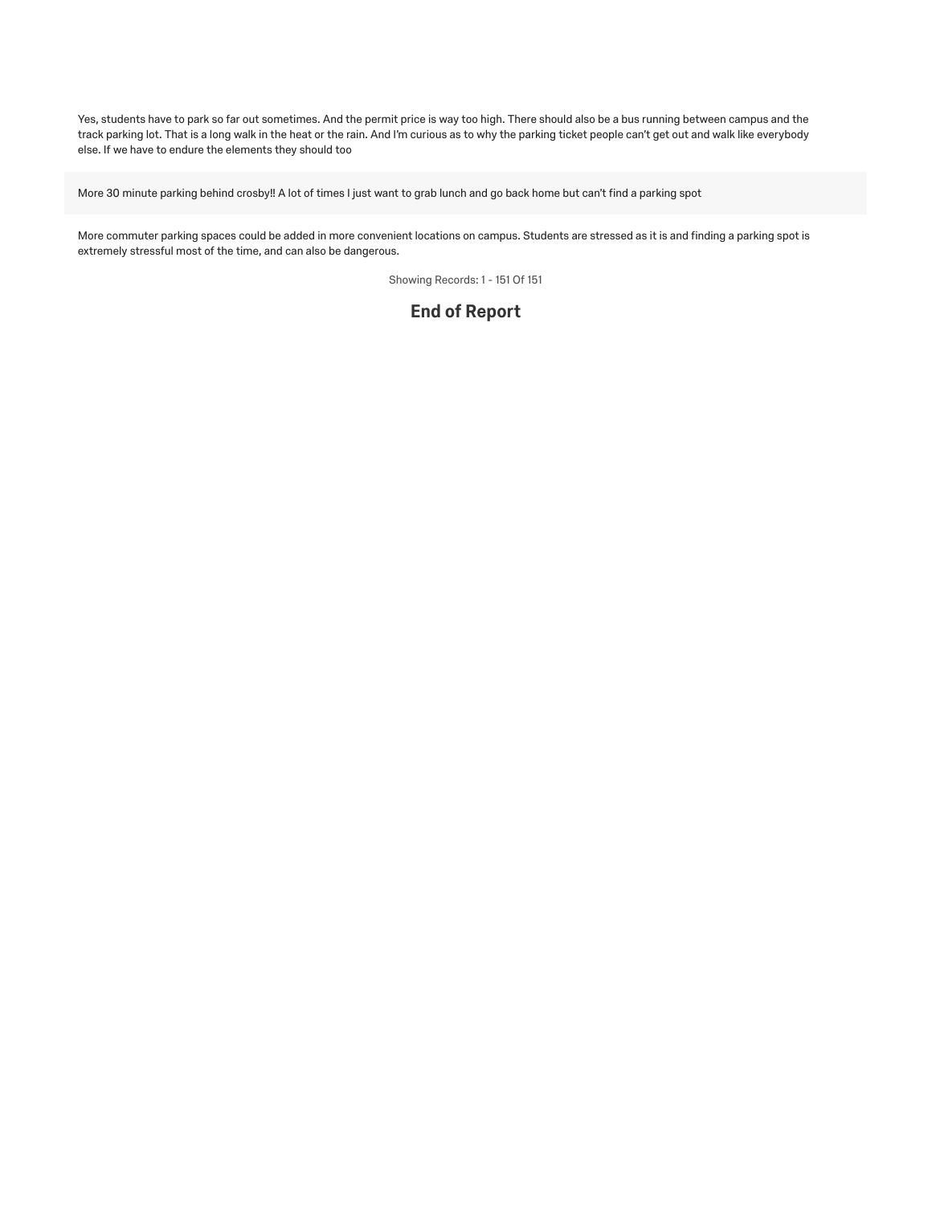Yes, students have to park so far out sometimes. And the permit price is way too high. There should also be a bus running between campus and the track parking lot. That is a long walk in the heat or the rain. And I'm curious as to why the parking ticket people can't get out and walk like everybody else. If we have to endure the elements they should too

More 30 minute parking behind crosby!! A lot of times I just want to grab lunch and go back home but can't find a parking spot

More commuter parking spaces could be added in more convenient locations on campus. Students are stressed as it is and finding a parking spot is extremely stressful most of the time, and can also be dangerous.

Showing Records: 1 - 151 Of 151

## End of Report